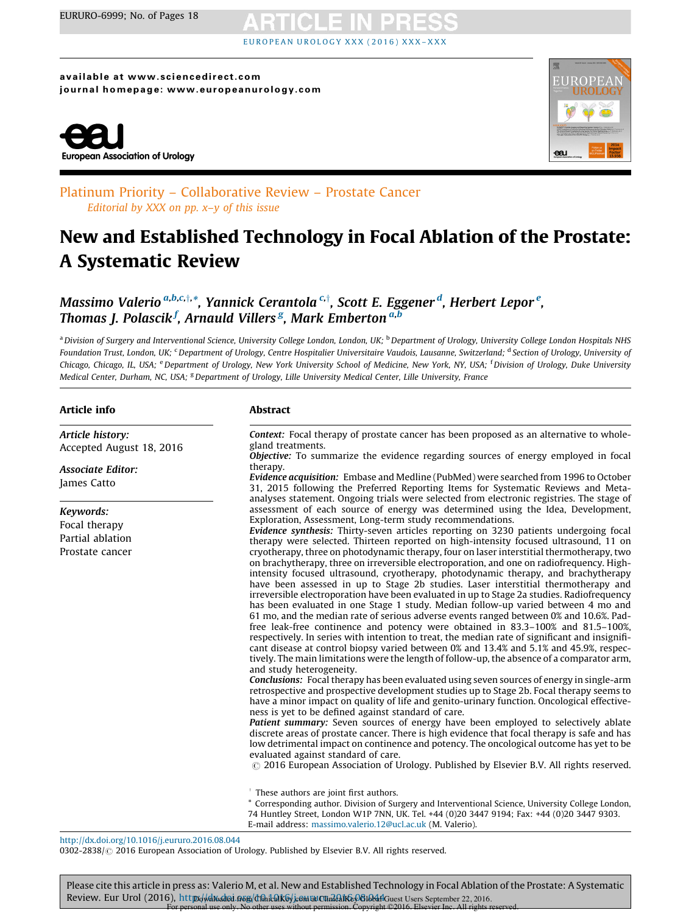Platinum Priority – Collaborative Review – Prostate Cancer

*Editorial by XXX on pp. x–y of this issue*

# New and Established Technology in Focal Ablation of the Prostate: A Systematic Review

*Massimo Valerio* [a,b,c,†,*], *Yannick Cerantola* [c,†], *Scott E. Eggener* [d], *Herbert Lepor* [e], *Thomas J. Polascik* [f], *Arnauld Villers* [g], *Mark Emberton* [a,b]

[a] Division of Surgery and Interventional Science, University College London, London, UK; [b] Department of Urology, University College London Hospitals NHS Foundation Trust, London, UK; [c] Department of Urology, Centre Hospitalier Universitaire Vaudois, Lausanne, Switzerland; [d] Section of Urology, University of Chicago, Chicago, IL, USA; [e] Department of Urology, New York University School of Medicine, New York, NY, USA; [f] Division of Urology, Duke University Medical Center, Durham, NC, USA; [g] Department of Urology, Lille University Medical Center, Lille University, France

## Article info

***Article history:***
Accepted August 18, 2016

***Associate Editor:***
James Catto

***Keywords:***
Focal therapy
Partial ablation
Prostate cancer

## Abstract

***Context:*** Focal therapy of prostate cancer has been proposed as an alternative to whole-gland treatments.

***Objective:*** To summarize the evidence regarding sources of energy employed in focal therapy.

***Evidence acquisition:*** Embase and Medline (PubMed) were searched from 1996 to October 31, 2015 following the Preferred Reporting Items for Systematic Reviews and Meta-analyses statement. Ongoing trials were selected from electronic registries. The stage of assessment of each source of energy was determined using the Idea, Development, Exploration, Assessment, Long-term study recommendations.

***Evidence synthesis:*** Thirty-seven articles reporting on 3230 patients undergoing focal therapy were selected. Thirteen reported on high-intensity focused ultrasound, 11 on cryotherapy, three on photodynamic therapy, four on laser interstitial thermotherapy, two on brachytherapy, three on irreversible electroporation, and one on radiofrequency. High-intensity focused ultrasound, cryotherapy, photodynamic therapy, and brachytherapy have been assessed in up to Stage 2b studies. Laser interstitial thermotherapy and irreversible electroporation have been evaluated in up to Stage 2a studies. Radiofrequency has been evaluated in one Stage 1 study. Median follow-up varied between 4 mo and 61 mo, and the median rate of serious adverse events ranged between 0% and 10.6%. Pad-free leak-free continence and potency were obtained in 83.3–100% and 81.5–100%, respectively. In series with intention to treat, the median rate of significant and insignificant disease at control biopsy varied between 0% and 13.4% and 5.1% and 45.9%, respectively. The main limitations were the length of follow-up, the absence of a comparator arm, and study heterogeneity.

***Conclusions:*** Focal therapy has been evaluated using seven sources of energy in single-arm retrospective and prospective development studies up to Stage 2b. Focal therapy seems to have a minor impact on quality of life and genito-urinary function. Oncological effectiveness is yet to be defined against standard of care.

***Patient summary:*** Seven sources of energy have been employed to selectively ablate discrete areas of prostate cancer. There is high evidence that focal therapy is safe and has low detrimental impact on continence and potency. The oncological outcome has yet to be evaluated against standard of care.

© 2016 European Association of Urology. Published by Elsevier B.V. All rights reserved.

† These authors are joint first authors.

\* Corresponding author. Division of Surgery and Interventional Science, University College London, 74 Huntley Street, London W1P 7NN, UK. Tel. +44 (0)20 3447 9194; Fax: +44 (0)20 3447 9303. E-mail address: massimo.valerio.12@ucl.ac.uk (M. Valerio).

http://dx.doi.org/10.1016/j.eururo.2016.08.044
0302-2838/© 2016 European Association of Urology. Published by Elsevier B.V. All rights reserved.

Please cite this article in press as: Valerio M, et al. New and Established Technology in Focal Ablation of the Prostate: A Systematic Review. Eur Urol (2016), http://dx.doi.org/10.1016/j.eururo.2016.08.044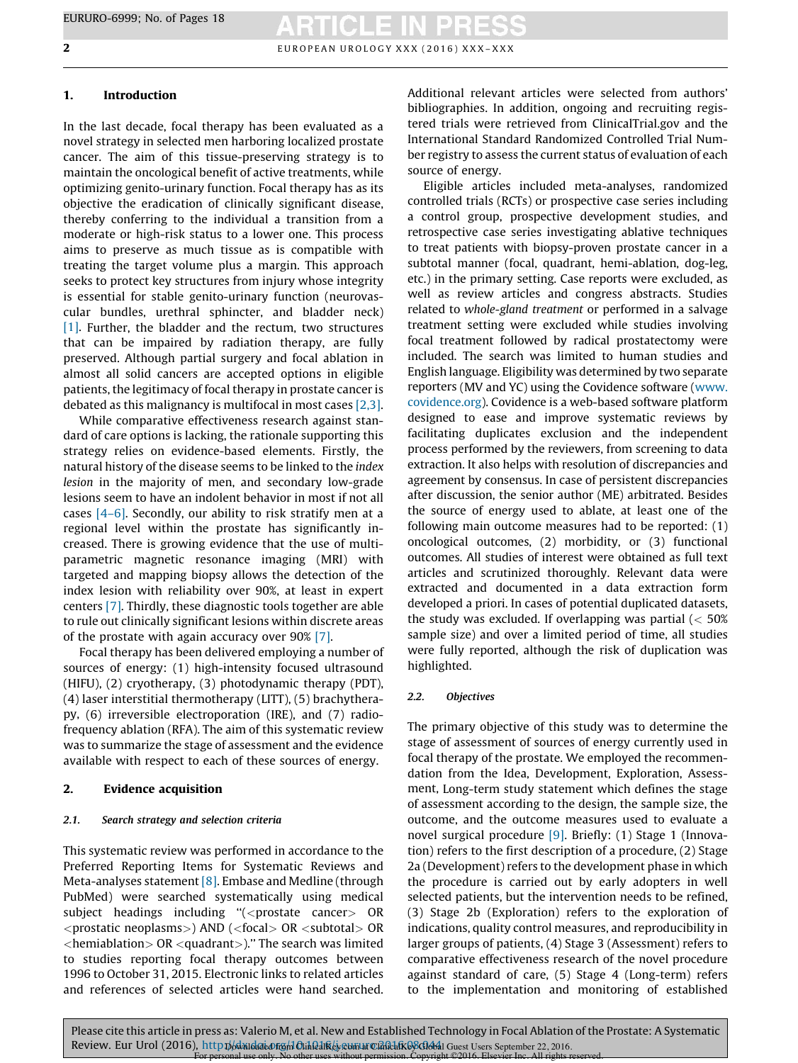## 1. Introduction

In the last decade, focal therapy has been evaluated as a novel strategy in selected men harboring localized prostate cancer. The aim of this tissue-preserving strategy is to maintain the oncological benefit of active treatments, while optimizing genito-urinary function. Focal therapy has as its objective the eradication of clinically significant disease, thereby conferring to the individual a transition from a moderate or high-risk status to a lower one. This process aims to preserve as much tissue as is compatible with treating the target volume plus a margin. This approach seeks to protect key structures from injury whose integrity is essential for stable genito-urinary function (neurovascular bundles, urethral sphincter, and bladder neck) [1]. Further, the bladder and the rectum, two structures that can be impaired by radiation therapy, are fully preserved. Although partial surgery and focal ablation in almost all solid cancers are accepted options in eligible patients, the legitimacy of focal therapy in prostate cancer is debated as this malignancy is multifocal in most cases [2,3].

While comparative effectiveness research against standard of care options is lacking, the rationale supporting this strategy relies on evidence-based elements. Firstly, the natural history of the disease seems to be linked to the *index lesion* in the majority of men, and secondary low-grade lesions seem to have an indolent behavior in most if not all cases [4–6]. Secondly, our ability to risk stratify men at a regional level within the prostate has significantly increased. There is growing evidence that the use of multiparametric magnetic resonance imaging (MRI) with targeted and mapping biopsy allows the detection of the index lesion with reliability over 90%, at least in expert centers [7]. Thirdly, these diagnostic tools together are able to rule out clinically significant lesions within discrete areas of the prostate with again accuracy over 90% [7].

Focal therapy has been delivered employing a number of sources of energy: (1) high-intensity focused ultrasound (HIFU), (2) cryotherapy, (3) photodynamic therapy (PDT), (4) laser interstitial thermotherapy (LITT), (5) brachytherapy, (6) irreversible electroporation (IRE), and (7) radiofrequency ablation (RFA). The aim of this systematic review was to summarize the stage of assessment and the evidence available with respect to each of these sources of energy.

## 2. Evidence acquisition

### 2.1. Search strategy and selection criteria

This systematic review was performed in accordance to the Preferred Reporting Items for Systematic Reviews and Meta-analyses statement [8]. Embase and Medline (through PubMed) were searched systematically using medical subject headings including "(<prostate cancer> OR <prostatic neoplasms>) AND (<focal> OR <subtotal> OR <hemiablation> OR <quadrant>)." The search was limited to studies reporting focal therapy outcomes between 1996 to October 31, 2015. Electronic links to related articles and references of selected articles were hand searched. Additional relevant articles were selected from authors' bibliographies. In addition, ongoing and recruiting registered trials were retrieved from ClinicalTrial.gov and the International Standard Randomized Controlled Trial Number registry to assess the current status of evaluation of each source of energy.

Eligible articles included meta-analyses, randomized controlled trials (RCTs) or prospective case series including a control group, prospective development studies, and retrospective case series investigating ablative techniques to treat patients with biopsy-proven prostate cancer in a subtotal manner (focal, quadrant, hemi-ablation, dog-leg, etc.) in the primary setting. Case reports were excluded, as well as review articles and congress abstracts. Studies related to *whole-gland treatment* or performed in a salvage treatment setting were excluded while studies involving focal treatment followed by radical prostatectomy were included. The search was limited to human studies and English language. Eligibility was determined by two separate reporters (MV and YC) using the Covidence software (www.covidence.org). Covidence is a web-based software platform designed to ease and improve systematic reviews by facilitating duplicates exclusion and the independent process performed by the reviewers, from screening to data extraction. It also helps with resolution of discrepancies and agreement by consensus. In case of persistent discrepancies after discussion, the senior author (ME) arbitrated. Besides the source of energy used to ablate, at least one of the following main outcome measures had to be reported: (1) oncological outcomes, (2) morbidity, or (3) functional outcomes. All studies of interest were obtained as full text articles and scrutinized thoroughly. Relevant data were extracted and documented in a data extraction form developed a priori. In cases of potential duplicated datasets, the study was excluded. If overlapping was partial (< 50% sample size) and over a limited period of time, all studies were fully reported, although the risk of duplication was highlighted.

### 2.2. Objectives

The primary objective of this study was to determine the stage of assessment of sources of energy currently used in focal therapy of the prostate. We employed the recommendation from the Idea, Development, Exploration, Assessment, Long-term study statement which defines the stage of assessment according to the design, the sample size, the outcome, and the outcome measures used to evaluate a novel surgical procedure [9]. Briefly: (1) Stage 1 (Innovation) refers to the first description of a procedure, (2) Stage 2a (Development) refers to the development phase in which the procedure is carried out by early adopters in well selected patients, but the intervention needs to be refined, (3) Stage 2b (Exploration) refers to the exploration of indications, quality control measures, and reproducibility in larger groups of patients, (4) Stage 3 (Assessment) refers to comparative effectiveness research of the novel procedure against standard of care, (5) Stage 4 (Long-term) refers to the implementation and monitoring of established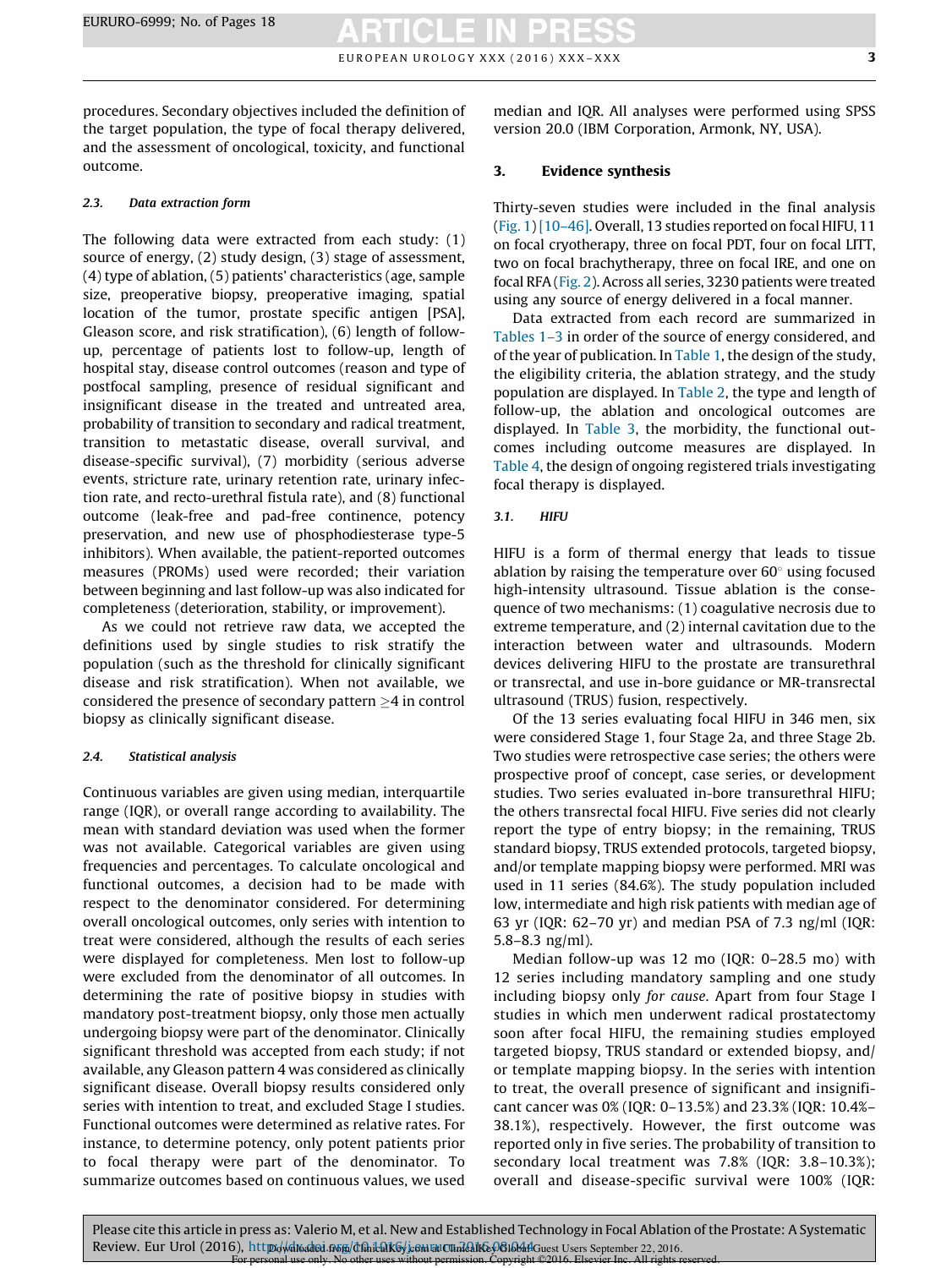procedures. Secondary objectives included the definition of the target population, the type of focal therapy delivered, and the assessment of oncological, toxicity, and functional outcome.

### 2.3. Data extraction form

The following data were extracted from each study: (1) source of energy, (2) study design, (3) stage of assessment, (4) type of ablation, (5) patients' characteristics (age, sample size, preoperative biopsy, preoperative imaging, spatial location of the tumor, prostate specific antigen [PSA], Gleason score, and risk stratification), (6) length of follow-up, percentage of patients lost to follow-up, length of hospital stay, disease control outcomes (reason and type of postfocal sampling, presence of residual significant and insignificant disease in the treated and untreated area, probability of transition to secondary and radical treatment, transition to metastatic disease, overall survival, and disease-specific survival), (7) morbidity (serious adverse events, stricture rate, urinary retention rate, urinary infection rate, and recto-urethral fistula rate), and (8) functional outcome (leak-free and pad-free continence, potency preservation, and new use of phosphodiesterase type-5 inhibitors). When available, the patient-reported outcomes measures (PROMs) used were recorded; their variation between beginning and last follow-up was also indicated for completeness (deterioration, stability, or improvement).

As we could not retrieve raw data, we accepted the definitions used by single studies to risk stratify the population (such as the threshold for clinically significant disease and risk stratification). When not available, we considered the presence of secondary pattern ≥4 in control biopsy as clinically significant disease.

### 2.4. Statistical analysis

Continuous variables are given using median, interquartile range (IQR), or overall range according to availability. The mean with standard deviation was used when the former was not available. Categorical variables are given using frequencies and percentages. To calculate oncological and functional outcomes, a decision had to be made with respect to the denominator considered. For determining overall oncological outcomes, only series with intention to treat were considered, although the results of each series were displayed for completeness. Men lost to follow-up were excluded from the denominator of all outcomes. In determining the rate of positive biopsy in studies with mandatory post-treatment biopsy, only those men actually undergoing biopsy were part of the denominator. Clinically significant threshold was accepted from each study; if not available, any Gleason pattern 4 was considered as clinically significant disease. Overall biopsy results considered only series with intention to treat, and excluded Stage I studies. Functional outcomes were determined as relative rates. For instance, to determine potency, only potent patients prior to focal therapy were part of the denominator. To summarize outcomes based on continuous values, we used median and IQR. All analyses were performed using SPSS version 20.0 (IBM Corporation, Armonk, NY, USA).

## 3. Evidence synthesis

Thirty-seven studies were included in the final analysis (Fig. 1) [10–46]. Overall, 13 studies reported on focal HIFU, 11 on focal cryotherapy, three on focal PDT, four on focal LITT, two on focal brachytherapy, three on focal IRE, and one on focal RFA (Fig. 2). Across all series, 3230 patients were treated using any source of energy delivered in a focal manner.

Data extracted from each record are summarized in Tables 1–3 in order of the source of energy considered, and of the year of publication. In Table 1, the design of the study, the eligibility criteria, the ablation strategy, and the study population are displayed. In Table 2, the type and length of follow-up, the ablation and oncological outcomes are displayed. In Table 3, the morbidity, the functional outcomes including outcome measures are displayed. In Table 4, the design of ongoing registered trials investigating focal therapy is displayed.

### 3.1. HIFU

HIFU is a form of thermal energy that leads to tissue ablation by raising the temperature over 60° using focused high-intensity ultrasound. Tissue ablation is the consequence of two mechanisms: (1) coagulative necrosis due to extreme temperature, and (2) internal cavitation due to the interaction between water and ultrasounds. Modern devices delivering HIFU to the prostate are transurethral or transrectal, and use in-bore guidance or MR-transrectal ultrasound (TRUS) fusion, respectively.

Of the 13 series evaluating focal HIFU in 346 men, six were considered Stage 1, four Stage 2a, and three Stage 2b. Two studies were retrospective case series; the others were prospective proof of concept, case series, or development studies. Two series evaluated in-bore transurethral HIFU; the others transrectal focal HIFU. Five series did not clearly report the type of entry biopsy; in the remaining, TRUS standard biopsy, TRUS extended protocols, targeted biopsy, and/or template mapping biopsy were performed. MRI was used in 11 series (84.6%). The study population included low, intermediate and high risk patients with median age of 63 yr (IQR: 62–70 yr) and median PSA of 7.3 ng/ml (IQR: 5.8–8.3 ng/ml).

Median follow-up was 12 mo (IQR: 0–28.5 mo) with 12 series including mandatory sampling and one study including biopsy only *for cause*. Apart from four Stage I studies in which men underwent radical prostatectomy soon after focal HIFU, the remaining studies employed targeted biopsy, TRUS standard or extended biopsy, and/or template mapping biopsy. In the series with intention to treat, the overall presence of significant and insignificant cancer was 0% (IQR: 0–13.5%) and 23.3% (IQR: 10.4%–38.1%), respectively. However, the first outcome was reported only in five series. The probability of transition to secondary local treatment was 7.8% (IQR: 3.8–10.3%); overall and disease-specific survival were 100% (IQR:

Please cite this article in press as: Valerio M, et al. New and Established Technology in Focal Ablation of the Prostate: A Systematic Review. Eur Urol (2016), http://dx.doi.org/10.1016/j.eururo.2016.08.044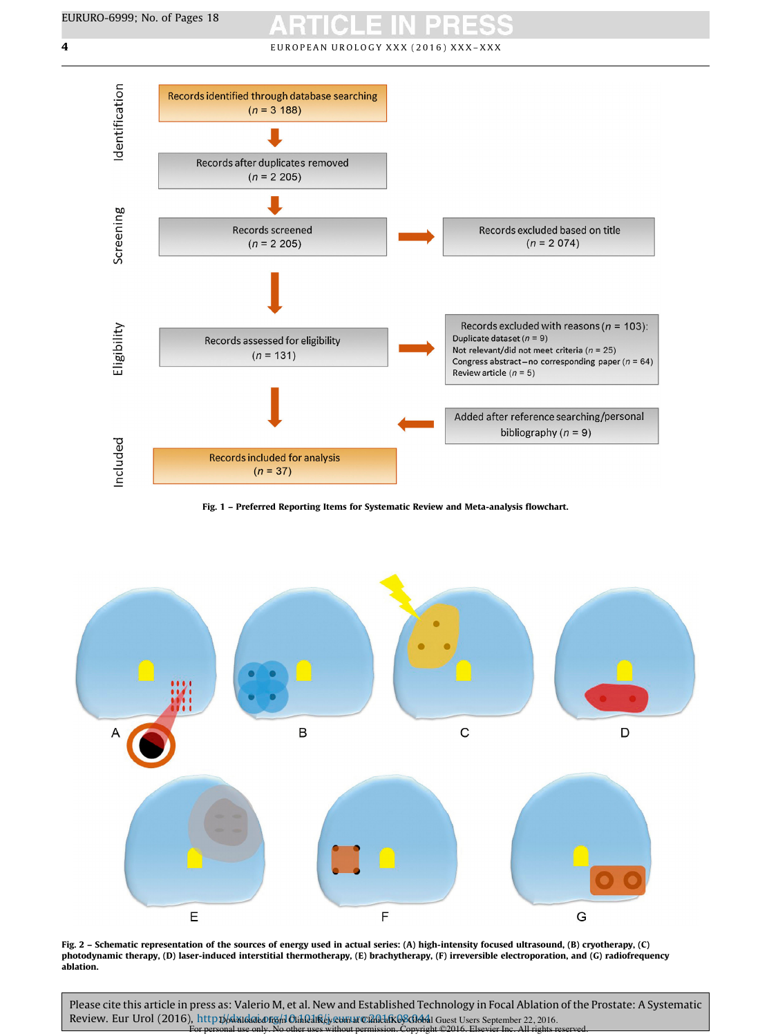Identification

Records identified through database searching
($n$ = 3 188)

Records after duplicates removed
($n$ = 2 205)

Screening

Records screened
($n$ = 2 205)

Records excluded based on title
($n$ = 2 074)

Eligibility

Records assessed for eligibility
($n$ = 131)

Records excluded with reasons ($n$ = 103):
- Duplicate dataset ($n$ = 9)
- Not relevant/did not meet criteria ($n$ = 25)
- Congress abstract–no corresponding paper ($n$ = 64)
- Review article ($n$ = 5)

Added after reference searching/personal bibliography ($n$ = 9)

Included

Records included for analysis
($n$ = 37)

**Fig. 1 – Preferred Reporting Items for Systematic Review and Meta-analysis flowchart.**

A B C D

E F G

**Fig. 2 – Schematic representation of the sources of energy used in actual series: (A) high-intensity focused ultrasound, (B) cryotherapy, (C) photodynamic therapy, (D) laser-induced interstitial thermotherapy, (E) brachytherapy, (F) irreversible electroporation, and (G) radiofrequency ablation.**

Please cite this article in press as: Valerio M, et al. New and Established Technology in Focal Ablation of the Prostate: A Systematic Review. Eur Urol (2016), http://dx.doi.org/10.1016/j.eururo.2016.08.044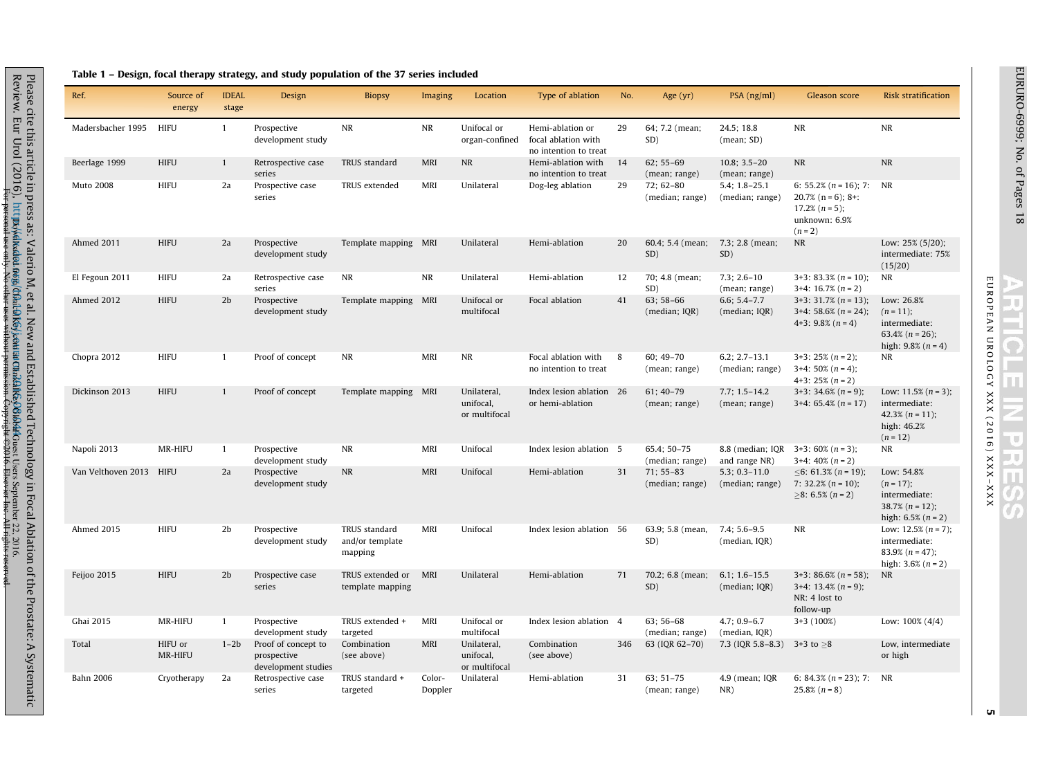**Table 1 – Design, focal therapy strategy, and study population of the 37 series included**

| Ref. | Source of energy | IDEAL stage | Design | Biopsy | Imaging | Location | Type of ablation | No. | Age (yr) | PSA (ng/ml) | Gleason score | Risk stratification |
|---|---|---|---|---|---|---|---|---|---|---|---|---|
| Madersbacher 1995 | HIFU | 1 | Prospective development study | NR | NR | Unifocal or organ-confined | Hemi-ablation or focal ablation with no intention to treat | 29 | 64; 7.2 (mean; SD) | 24.5; 18.8 (mean; SD) | NR | NR |
| Beerlage 1999 | HIFU | 1 | Retrospective case series | TRUS standard | MRI | NR | Hemi-ablation with no intention to treat | 14 | 62; 55–69 (mean; range) | 10.8; 3.5–20 (mean; range) | NR | NR |
| Muto 2008 | HIFU | 2a | Prospective case series | TRUS extended | MRI | Unilateral | Dog-leg ablation | 29 | 72; 62–80 (median; range) | 5.4; 1.8–25.1 (median; range) | 6: 55.2% ($n = 16$); 7: 20.7% ($n = 6$); 8+: 17.2% ($n = 5$); unknown: 6.9% ($n = 2$) | NR |
| Ahmed 2011 | HIFU | 2a | Prospective development study | Template mapping | MRI | Unilateral | Hemi-ablation | 20 | 60.4; 5.4 (mean; SD) | 7.3; 2.8 (mean; SD) | NR | Low: 25% (5/20); intermediate: 75% (15/20) |
| El Fegoun 2011 | HIFU | 2a | Retrospective case series | NR | NR | Unilateral | Hemi-ablation | 12 | 70; 4.8 (mean; SD) | 7.3; 2.6–10 (mean; range) | 3+3: 83.3% ($n = 10$); 3+4: 16.7% ($n = 2$) | NR |
| Ahmed 2012 | HIFU | 2b | Prospective development study | Template mapping | MRI | Unifocal or multifocal | Focal ablation | 41 | 63; 58–66 (median; IQR) | 6.6; 5.4–7.7 (median; IQR) | 3+3: 31.7% ($n = 13$); 3+4: 58.6% ($n = 24$); 4+3: 9.8% ($n = 4$) | Low: 26.8% ($n = 11$); intermediate: 63.4% ($n = 26$); high: 9.8% ($n = 4$) |
| Chopra 2012 | HIFU | 1 | Proof of concept | NR | MRI | NR | Focal ablation with no intention to treat | 8 | 60; 49–70 (mean; range) | 6.2; 2.7–13.1 (median; range) | 3+3: 25% ($n = 2$); 3+4: 50% ($n = 4$); 4+3: 25% ($n = 2$) | NR |
| Dickinson 2013 | HIFU | 1 | Proof of concept | Template mapping | MRI | Unilateral, unifocal, or multifocal | Index lesion ablation or hemi-ablation | 26 | 61; 40–79 (mean; range) | 7.7; 1.5–14.2 (mean; range) | 3+3: 34.6% ($n = 9$); 3+4: 65.4% ($n = 17$) | Low: 11.5% ($n = 3$); intermediate: 42.3% ($n = 11$); high: 46.2% ($n = 12$) |
| Napoli 2013 | MR-HIFU | 1 | Prospective development study | NR | MRI | Unifocal | Index lesion ablation | 5 | 65.4; 50–75 (median; range) | 8.8 (median; IQR and range NR) | 3+3: 60% ($n = 3$); 3+4: 40% ($n = 2$) | NR |
| Van Velthoven 2013 | HIFU | 2a | Prospective development study | NR | MRI | Unifocal | Hemi-ablation | 31 | 71; 55–83 (median; range) | 5.3; 0.3–11.0 (median; range) | ≤6: 61.3% ($n = 19$); 7: 32.2% ($n = 10$); ≥8: 6.5% ($n = 2$) | Low: 54.8% ($n = 17$); intermediate: 38.7% ($n = 12$); high: 6.5% ($n = 2$) |
| Ahmed 2015 | HIFU | 2b | Prospective development study | TRUS standard and/or template mapping | MRI | Unifocal | Index lesion ablation | 56 | 63.9; 5.8 (mean, SD) | 7.4; 5.6–9.5 (median, IQR) | NR | Low: 12.5% ($n = 7$); intermediate: 83.9% ($n = 47$); high: 3.6% ($n = 2$) |
| Feijoo 2015 | HIFU | 2b | Prospective case series | TRUS extended or template mapping | MRI | Unilateral | Hemi-ablation | 71 | 70.2; 6.8 (mean; SD) | 6.1; 1.6–15.5 (median; IQR) | 3+3: 86.6% ($n = 58$); 3+4: 13.4% ($n = 9$); NR: 4 lost to follow-up | NR |
| Ghai 2015 | MR-HIFU | 1 | Prospective development study | TRUS extended + targeted | MRI | Unifocal or multifocal | Index lesion ablation | 4 | 63; 56–68 (median; range) | 4.7; 0.9–6.7 (median, IQR) | 3+3 (100%) | Low: 100% (4/4) |
| Total | HIFU or MR-HIFU | 1–2b | Proof of concept to prospective development studies | Combination (see above) | MRI | Unilateral, unifocal, or multifocal | Combination (see above) | 346 | 63 (IQR 62–70) | 7.3 (IQR 5.8–8.3) | 3+3 to ≥8 | Low, intermediate or high |
| Bahn 2006 | Cryotherapy | 2a | Retrospective case series | TRUS standard + targeted | Color-Doppler | Unilateral | Hemi-ablation | 31 | 63; 51–75 (mean; range) | 4.9 (mean; IQR NR) | 6: 84.3% ($n = 23$); 7: 25.8% ($n = 8$) | NR |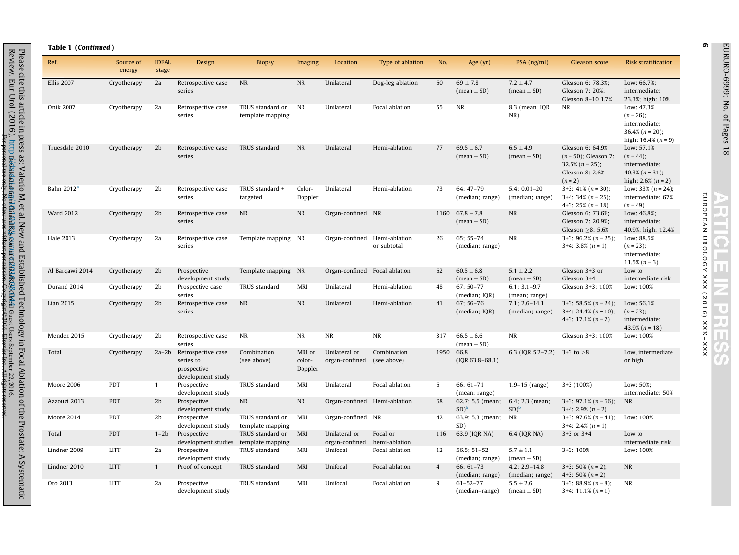**Table 1 (*Continued*)**

| Ref. | Source of energy | IDEAL stage | Design | Biopsy | Imaging | Location | Type of ablation | No. | Age (yr) | PSA (ng/ml) | Gleason score | Risk stratification |
|---|---|---|---|---|---|---|---|---|---|---|---|---|
| Ellis 2007 | Cryotherapy | 2a | Retrospective case series | NR | NR | Unilateral | Dog-leg ablation | 60 | 69 ± 7.8 (mean ± SD) | 7.2 ± 4.7 (mean ± SD) | Gleason 6: 78.3%; Gleason 7: 20%; Gleason 8–10 1.7% | Low: 66.7%; intermediate: 23.3%; high: 10% |
| Onik 2007 | Cryotherapy | 2a | Retrospective case series | TRUS standard or template mapping | NR | Unilateral | Focal ablation | 55 | NR | 8.3 (mean; IQR NR) | NR | Low: 47.3% (n = 26); intermediate: 36.4% (n = 20); high: 16.4% (n = 9) |
| Truesdale 2010 | Cryotherapy | 2b | Retrospective case series | TRUS standard | NR | Unilateral | Hemi-ablation | 77 | 69.5 ± 6.7 (mean ± SD) | 6.5 ± 4.9 (mean ± SD) | Gleason 6: 64.9% (n = 50); Gleason 7: 32.5% (n = 25); Gleason 8: 2.6% (n = 2) | Low: 57.1% (n = 44); intermediate: 40.3% (n = 31); high: 2.6% (n = 2) |
| Bahn 2012[a] | Cryotherapy | 2b | Retrospective case series | TRUS standard + targeted | Color-Doppler | Unilateral | Hemi-ablation | 73 | 64; 47–79 (median; range) | 5.4; 0.01–20 (median; range) | 3+3: 41% (n = 30); 3+4: 34% (n = 25); 4+3: 25% (n = 18) | Low: 33% (n = 24); intermediate: 67% (n = 49) |
| Ward 2012 | Cryotherapy | 2b | Retrospective case series | NR | NR | Organ-confined | NR | 1160 | 67.8 ± 7.8 (mean ± SD) | NR | Gleason 6: 73.6%; Gleason 7: 20.9%; Gleason ≥8: 5.6% | Low: 46.8%; intermediate: 40.9%; high: 12.4% |
| Hale 2013 | Cryotherapy | 2a | Retrospective case series | Template mapping | NR | Organ-confined | Hemi-ablation or subtotal | 26 | 65; 55–74 (median; range) | NR | 3+3: 96.2% (n = 25); 3+4: 3.8% (n = 1) | Low: 88.5% (n = 23); intermediate: 11.5% (n = 3) |
| Al Barqawi 2014 | Cryotherapy | 2b | Prospective development study | Template mapping | NR | Organ-confined | Focal ablation | 62 | 60.5 ± 6.8 (mean ± SD) | 5.1 ± 2.2 (mean ± SD) | Gleason 3+3 or Gleason 3+4 | Low to intermediate risk |
| Durand 2014 | Cryotherapy | 2b | Prospective case series | TRUS standard | MRI | Unilateral | Hemi-ablation | 48 | 67; 50–77 (median; IQR) | 6.1; 3.1–9.7 (mean; range) | Gleason 3+3: 100% | Low: 100% |
| Lian 2015 | Cryotherapy | 2b | Retrospective case series | NR | NR | Unilateral | Hemi-ablation | 41 | 67; 56–76 (median; IQR) | 7.1; 2.6–14.1 (median; range) | 3+3: 58.5% (n = 24); 3+4: 24.4% (n = 10); 4+3: 17.1% (n = 7) | Low: 56.1% (n = 23); intermediate: 43.9% (n = 18) |
| Mendez 2015 | Cryotherapy | 2b | Retrospective case series | NR | NR | NR | NR | 317 | 66.5 ± 6.6 (mean ± SD) | NR | Gleason 3+3: 100% | Low: 100% |
| Total | Cryotherapy | 2a–2b | Retrospective case series to prospective development study | Combination (see above) | MRI or color-Doppler | Unilateral or organ-confined | Combination (see above) | 1950 | 66.8 (IQR 63.8–68.1) | 6.3 (IQR 5.2–7.2) | 3+3 to ≥8 | Low, intermediate or high |
| Moore 2006 | PDT | 1 | Prospective development study | TRUS standard | MRI | Unilateral | Focal ablation | 6 | 66; 61–71 (mean; range) | 1.9–15 (range) | 3+3 (100%) | Low: 50%; intermediate: 50% |
| Azzouzi 2013 | PDT | 2b | Prospective development study | NR | NR | Organ-confined | Hemi-ablation | 68 | 62.7; 5.5 (mean; SD)[b] | 6.4; 2.3 (mean; SD)[b] | 3+3: 97.1% (n = 66); 3+4: 2.9% (n = 2) | NR |
| Moore 2014 | PDT | 2b | Prospective development study | TRUS standard or template mapping | MRI | Organ-confined | NR | 42 | 63.9; 5.3 (mean; SD) | NR | 3+3: 97.6% (n = 41); 3+4: 2.4% (n = 1) | Low: 100% |
| Total | PDT | 1–2b | Prospective development studies | TRUS standard or template mapping | MRI | Unilateral or organ-confined | Focal or hemi-ablation | 116 | 63.9 (IQR NA) | 6.4 (IQR NA) | 3+3 or 3+4 | Low to intermediate risk |
| Lindner 2009 | LITT | 2a | Prospective development study | TRUS standard | MRI | Unifocal | Focal ablation | 12 | 56.5; 51–52 (median; range) | 5.7 ± 1.1 (mean ± SD) | 3+3: 100% | Low: 100% |
| Lindner 2010 | LITT | 1 | Proof of concept | TRUS standard | MRI | Unifocal | Focal ablation | 4 | 66; 61–73 (median; range) | 4.2; 2.9–14.8 (median; range) | 3+3: 50% (n = 2); 4+3: 50% (n = 2) | NR |
| Oto 2013 | LITT | 2a | Prospective development study | TRUS standard | MRI | Unifocal | Focal ablation | 9 | 61–52–77 (median–range) | 5.5 ± 2.6 (mean ± SD) | 3+3: 88.9% (n = 8); 3+4: 11.1% (n = 1) | NR |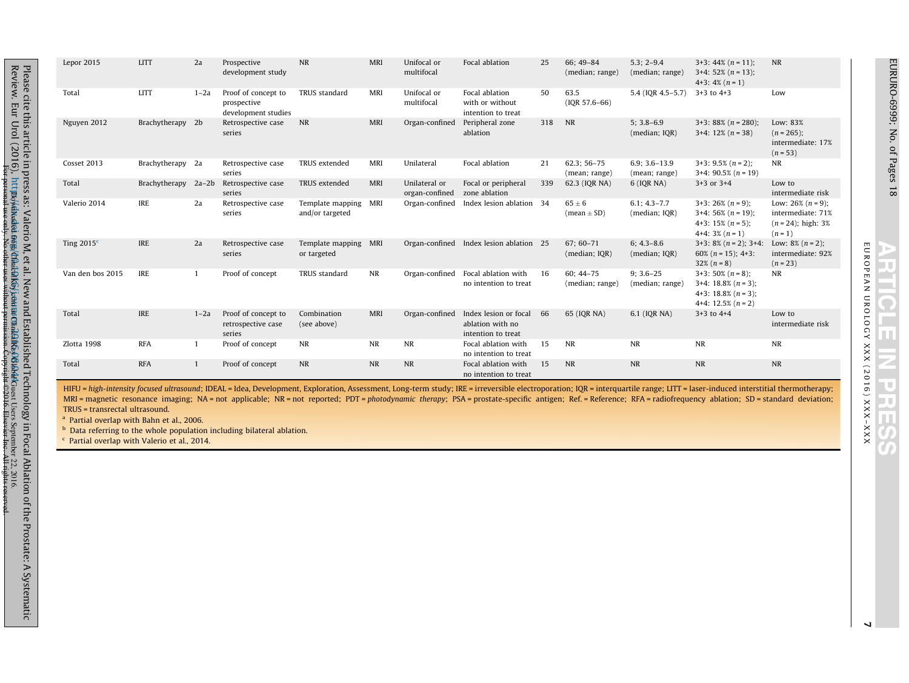| Lepor 2015 | LITT | 2a | Prospective development study | NR | MRI | Unifocal or multifocal | Focal ablation | 25 | 66; 49–84 (median; range) | 5.3; 2–9.4 (median; range) | 3+3: 44% (n = 11); 3+4: 52% (n = 13); 4+3: 4% (n = 1) | NR |
|---|---|---|---|---|---|---|---|---|---|---|---|---|
| Total | LITT | 1–2a | Proof of concept to prospective development studies | TRUS standard | MRI | Unifocal or multifocal | Focal ablation with or without intention to treat | 50 | 63.5 (IQR 57.6–66) | 5.4 (IQR 4.5–5.7) | 3+3 to 4+3 | Low |
| Nguyen 2012 | Brachytherapy | 2b | Retrospective case series | NR | MRI | Organ-confined | Peripheral zone ablation | 318 | NR | 5; 3.8–6.9 (median; IQR) | 3+3: 88% (n = 280); 3+4: 12% (n = 38) | Low: 83% (n = 265); intermediate: 17% (n = 53) |
| Cosset 2013 | Brachytherapy | 2a | Retrospective case series | TRUS extended | MRI | Unilateral | Focal ablation | 21 | 62.3; 56–75 (mean; range) | 6.9; 3.6–13.9 (mean; range) | 3+3: 9.5% (n = 2); 3+4: 90.5% (n = 19) | NR |
| Total | Brachytherapy | 2a–2b | Retrospective case series | TRUS extended | MRI | Unilateral or organ-confined | Focal or peripheral zone ablation | 339 | 62.3 (IQR NA) | 6 (IQR NA) | 3+3 or 3+4 | Low to intermediate risk |
| Valerio 2014 | IRE | 2a | Retrospective case series | Template mapping and/or targeted | MRI | Organ-confined | Index lesion ablation | 34 | 65 ± 6 (mean ± SD) | 6.1; 4.3–7.7 (median; IQR) | 3+3: 26% (n = 9); 3+4: 56% (n = 19); 4+3: 15% (n = 5); 4+4: 3% (n = 1) | Low: 26% (n = 9); intermediate: 71% (n = 24); high: 3% (n = 1) |
| Ting 2015[c] | IRE | 2a | Retrospective case series | Template mapping or targeted | MRI | Organ-confined | Index lesion ablation | 25 | 67; 60–71 (median; IQR) | 6; 4.3–8.6 (median; IQR) | 3+3: 8% (n = 2); 3+4: 60% (n = 15); 4+3: 32% (n = 8) | Low: 8% (n = 2); intermediate: 92% (n = 23) |
| Van den bos 2015 | IRE | 1 | Proof of concept | TRUS standard | NR | Organ-confined | Focal ablation with no intention to treat | 16 | 60; 44–75 (median; range) | 9; 3.6–25 (median; range) | 3+3: 50% (n = 8); 3+4: 18.8% (n = 3); 4+3: 18.8% (n = 3); 4+4: 12.5% (n = 2) | NR |
| Total | IRE | 1–2a | Proof of concept to retrospective case series | Combination (see above) | MRI | Organ-confined | Index lesion or focal ablation with no intention to treat | 66 | 65 (IQR NA) | 6.1 (IQR NA) | 3+3 to 4+4 | Low to intermediate risk |
| Zlotta 1998 | RFA | 1 | Proof of concept | NR | NR | NR | Focal ablation with no intention to treat | 15 | NR | NR | NR | NR |
| Total | RFA | 1 | Proof of concept | NR | NR | NR | Focal ablation with no intention to treat | 15 | NR | NR | NR | NR |

HIFU = *high-intensity focused ultrasound*; IDEAL = Idea, Development, Exploration, Assessment, Long-term study; IRE = irreversible electroporation; IQR = interquartile range; LITT = laser-induced interstitial thermotherapy; MRI = magnetic resonance imaging; NA = not applicable; NR = not reported; PDT = *photodynamic therapy*; PSA = prostate-specific antigen; Ref. = Reference; RFA = radiofrequency ablation; SD = standard deviation; TRUS = transrectal ultrasound.

[a] Partial overlap with Bahn et al., 2006.

[b] Data referring to the whole population including bilateral ablation.

[c] Partial overlap with Valerio et al., 2014.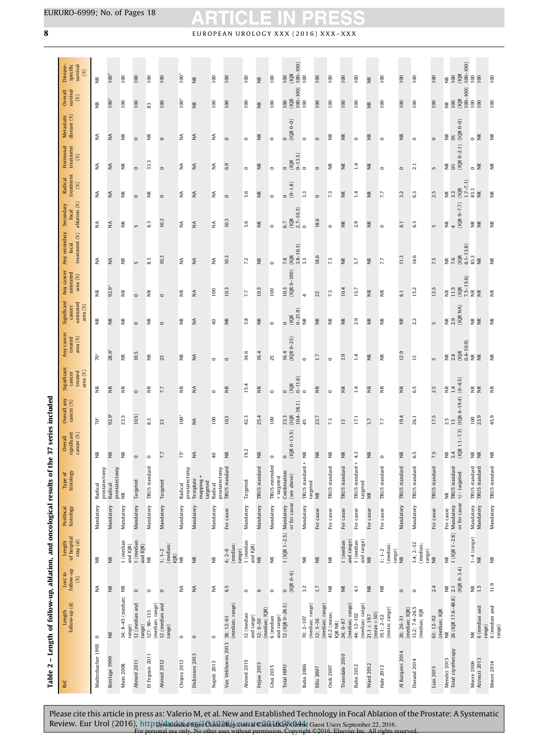Table 2 – Length of follow-up, ablation, and oncological results of the 37 series included

| Ref. | Length follow-up (d) | Lost to follow-up (%) | Length of hospital stay (d) | Postfocal histology | Type of histology | Overall significant cancer (%) | Overall any cancer (%) | Significant cancer treated area (%) | Any cancer treated area (%) | Significant cancer untreated area (%) | Any cancer untreated area (%) | Any secondary local treatment (%) | Secondary focal ablation (%) | Radical treatment (%) | Hormonal treatment (%) | Metastatic disease (%) | Overall survival (%) | Disease-specific survival (%) |
|---|---|---|---|---|---|---|---|---|---|---|---|---|---|---|---|---|---|---|
| Madersbacher 1995 | 0 | NA | NR | Mandatory | Radical prostatectomy | NR | 70[a] | NR | 70[a] | NR | NR | NA | NA | NA | NA | NA | NR | NR |
| Beerlage 1999 | NR | NR | NR | Mandatory | Radical prostatectomy | NR | 92.9[a] | NR | 28.6[a] | NR | 92.9[a] | NA | NA | NA | NA | NA | 100[a] | 100[a] |
| Muto 2008 | 34; 8–45 (median; range) | NR | 1 (median and IQR) | Mandatory | NR | NR | 23.5 | NR | NR | NR | NR | NR | NR | NR | NR | NR | 100 | 100 |
| Ahmed 2011 | 12 (median and range) | 0 | 1 (median and IQR) | Mandatory | Targeted | 0 | 10.5) | 0 | 10.5 | 0 | 0 | 5 | 5 | 0 | 0 | 0 | 100 | 100 |
| El Fegoun 2011 | 127; 90–133 (median; range) | 0 | NR | Mandatory | TRUS standard | 0 | 8.3 | NR | NR | NR | NR | 8.3 | 8.3 | NR | 33.3 | NR | 83 | 100 |
| Ahmed 2012 | 12 (median and range) | 0 | 1; 1–2 (median; IQR) | Mandatory | Targeted | 7.7 | 23 | 7.7 | 23 | 0 | 0 | 10.3 | 10.3 | 0 | 0 | 0 | 100 | 100 |
| Chopra 2012 | 0 | NA | NR | Mandatory | Radical prostatectomy | 75[a] | 100[a] | NR | NR | NR | NR | NA | NA | NA | NA | NA | 100[a] | 100[a] |
| Dickinson 2013 | 0 | NA | NR | Mandatory | Template mapping + targeted | NA | NA | NA | NA | NA | NA | NA | NA | NA | NA | NA | NR | NR |
| Napoli 2013 | 0 | NA | NR | Mandatory | Radical prostatectomy | 40 | 100 | 0 | 0 | 40 | 100 | NA | NA | NA | NA | NA | 100 | 100 |
| Van Velthoven 2013 | 38; 12–61 (median; range) | 6.5 | 4; 2–6 (median; range) | For cause | TRUS standard | NR | 10.3 | NR | 0 | NR | 10.3 | 10.3 | 10.3 | 0 | 6.9 | 0 | 100 | 100 |
| Ahmed 2015 | 12 (median and range) | 0 | 1 (median and IQR) | Mandatory | Targeted | 19.2 | 42.3 | 15.4 | 34.6 | 3.8 | 7.7 | 7.2 | 3.6 | 3.6 | 0 | 0 | 100 | 100 |
| Feijoo 2015 | 12; 6–50 (median; IQR) | 6 | NR | Mandatory | TRUS standard | NR | 25.4 | NR | 16.4 | NR | 10.5 | NR | NR | NR | NR | NR | NR | NR |
| Ghai 2015 | 6 (median and range) | 0 | NR | Mandatory | TRUS extended + targeted | 0 | 100 | 0 | 25 | 0 | 100 | 0 | 0 | 0 | 0 | 0 | 100 | 100 |
| Total HIFU | 12 (IQR 0–28.5) | 0 (IQR 0–6) | 1 (IQR 1–2.5) | Mandatory or for cause | Combination (see above) | 0 (IQR 0–13.5) | 23.3 (IQR 10.4–38.1) | 0 (IQR 0–11.6) | 16.4 (IQR 0–25) | 0 (IQR 0–21.9) | 10.3 (IQR 0–100) | 7.8 (IQR 3.8–10.3) | 6.7 (IQR 2.7–10.3) | 0 (0–1.8) | 0 (IQR 0–13.5) | 0 (IQR 0–0) | 100 (IQR 100–100) | 100 (IQR 100–100) |
| Bahn 2006 | 70; 2–107 (median; range) | 3.2 | NR | Mandatory | TRUS standard + targeted | NR | 4% | 0 | 0 | NR | 4 | 3.3 | 0 | 3.3 | 0 | 0 | 100 | 100 |
| Ellis 2007 | 12; 3–36 (median; range) | 1.7 | NR | For cause | NR | NR | 23.7 | NR | 1.7 | NR | 22 | 18.6 | 18.6 | 0 | 0 | 0 | 100 | 100 |
| Onik 2007 | 43.2 (mean; IQR NR) | NR | NR | For cause | TRUS standard | NR | 7.3 | 0 | 0 | NR | 7.3 | 7.3 | 0 | 7.3 | 0 | NR | 100 | 100 |
| Truesdale 2010 | 24; 0–87 (median; range) | NR | 1 (median and range) | For cause | TRUS standard | NR | 13 | NR | 3.9 | NR | 10.4 | NR | NR | NR | NR | NR | 100 | 100 |
| Bahn 2012 | 44; 12–102 (median; range) | 4.1 | 1 (median and range) | For cause | TRUS standard + targeted | 4.3 | 17.1 | 1.4 | 1.4 | 2.9 | 15.7 | 5.7 | 2.9 | 1.4 | 1.4 | 0 | 100 | 100 |
| Ward 2012 | 21.1 ± 19.7 (mean ± SD) | NR | NR | For cause | NR | NR | 3.7 | NR | NR | NR | NR | NR | NR | NR | NR | NR | NR | NR |
| Hale 2013 | 19.1; 2–52 (mean; range) | NR | 1; 1–2 (median; range) | For cause | TRUS standard | 0 | 7.7 | NR | NR | NR | NR | 7.7 | 0 | 7.7 | 0 | 0 | 100 | 100 |
| Al Barqawi 2014 | 28; 26–31 (median; IQR) | 0 | NR | Mandatory | TRUS standard | NR | 19.4 | NR | 12.9 | NR | 8.1 | 11.3 | 8.1 | 3.2 | 0 | NR | 100 | 100 |
| Durand 2014 | 13.2; 7.4–26.5 (median; IQR | 0 | 3.4; 2–32 (median; range) | Mandatory | TRUS standard | 6.5 | 26.1 | 6.5 | 13 | 2.2 | 15.2 | 14.6 | 6.3 | 6.3 | 2.1 | 0 | 100 | 100 |
| Lian 2015 | 63; 12–92 (median; IQR | 2.4 | NR | For cause | TRUS standard | 7.5 | 17.5 | 2.5 | 5 | 5 | 12.5 | 7.5 | 5 | 2.5 | 5 | 0 | 100 | 100 |
| Mendez 2015 | NR | NR | NR | For cause | NR | NR | 2.5 | NR | NR | NR | NR | NR | NR | NR | NR | NR | NR | NR |
| Total cryotherapy | 26 (IQR 17.6–48.8) | 2.1 (IQR 0–3.4) | 1 (IQR 1–2.8) | Mandatory or for cause | TRUS standard +/− targeted | 5.4 (IQR 1.1–7.3) | 13 (IQR 4–19.4) | 1.4 (0–4.5) | 2.8 (IQR 0.4–10.9) | 2.9 (IQR NA) | 11.5 (IQR 7.5–15.6) | 7.6 (IQR 6.1–13.8) | 4 (IQR 0–7.7) | 3.3 (IQR 1.7–7.1) | 0% (IQR 0–2.1) | 0% (IQR 0–0) | 100 (IQR 100–100) | 100 (IQR 100–100) |
| Moore 2006 | NR | NR | 1–4 (range) | Mandatory | TRUS standard | NR | 100 | NR | NR | NR | NR | 83.3 | NR | 83.3 | 0 | 0 | 100 | 100 |
| Azzouzi 2013 | 6 (median and range) | 1.5 | NR | Mandatory | TRUS standard | NR | 23.9 | NR | NR | NR | NR | NR | NR | NR | NR | NR | 100 | 100 |
| Moore 2014 | 6 (median and range) | 11.9 | NR | Mandatory | TRUS standard | NR | 45.9 | NR | NR | NR | NR | NR | NR | NR | NR | NR | 100 | 100 |

Please cite this article in press as: Valerio M, et al. New and Established Technology in Focal Ablation of the Prostate: A Systematic Review. Eur Urol (2016), http://dx.doi.org/10.1016/j.eururo.2016.08.044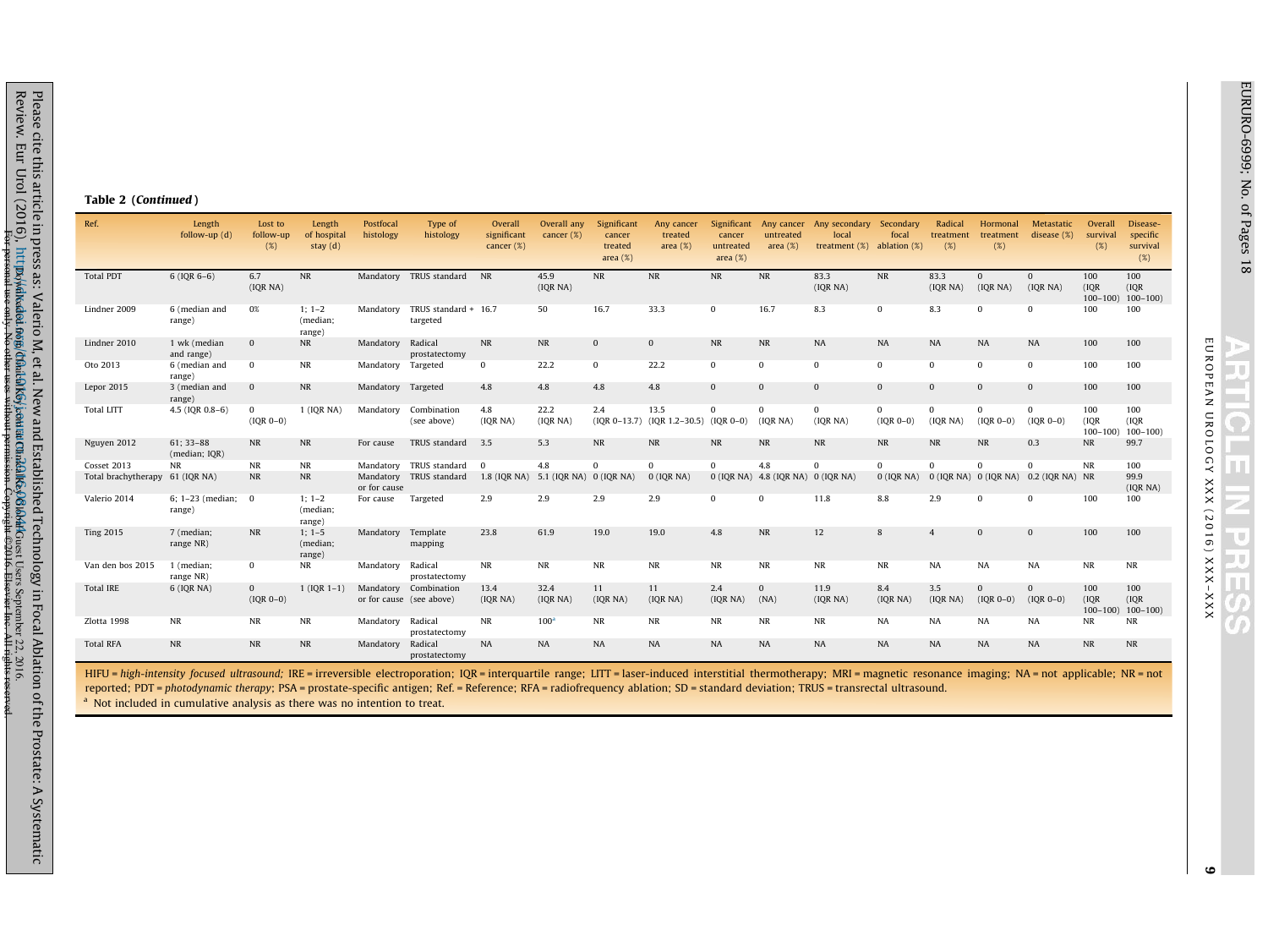**Table 2 (*Continued*)**

| Ref. | Length follow-up (d) | Lost to follow-up (%) | Length of hospital stay (d) | Postfocal histology | Type of histology | Overall significant cancer (%) | Overall any cancer (%) | Significant cancer treated area (%) | Any cancer treated area (%) | Significant cancer untreated area (%) | Any cancer untreated area (%) | Any secondary local treatment (%) | Secondary focal ablation (%) | Radical treatment (%) | Hormonal treatment (%) | Metastatic disease (%) | Overall survival (%) | Disease-specific survival (%) |
|---|---|---|---|---|---|---|---|---|---|---|---|---|---|---|---|---|---|---|
| Total PDT | 6 (IQR 6–6) | 6.7 (IQR NA) | NR | Mandatory | TRUS standard | NR | 45.9 (IQR NA) | NR | NR | NR | NR | 83.3 (IQR NA) | NR | 83.3 (IQR NA) | 0 (IQR NA) | 0 (IQR NA) | 100 (IQR 100–100) | 100 (IQR 100–100) |
| Lindner 2009 | 6 (median and range) | 0% | 1; 1–2 (median; range) | Mandatory | TRUS standard + targeted | 16.7 | 50 | 16.7 | 33.3 | 0 | 16.7 | 8.3 | 0 | 8.3 | 0 | 0 | 100 | 100 |
| Lindner 2010 | 1 wk (median and range) | 0 | NR | Mandatory | Radical prostatectomy | NR | NR | 0 | 0 | NR | NR | NA | NA | NA | NA | NA | 100 | 100 |
| Oto 2013 | 6 (median and range) | 0 | NR | Mandatory | Targeted | 0 | 22.2 | 0 | 22.2 | 0 | 0 | 0 | 0 | 0 | 0 | 0 | 100 | 100 |
| Lepor 2015 | 3 (median and range) | 0 | NR | Mandatory | Targeted | 4.8 | 4.8 | 4.8 | 4.8 | 0 | 0 | 0 | 0 | 0 | 0 | 0 | 100 | 100 |
| Total LITT | 4.5 (IQR 0.8–6) | 0 (IQR 0–0) | 1 (IQR NA) | Mandatory | Combination (see above) | 4.8 (IQR NA) | 22.2 (IQR NA) | 2.4 (IQR 0–13.7) | 13.5 (IQR 1.2–30.5) | 0 (IQR 0–0) | 0 (IQR NA) | 0 (IQR NA) | 0 (IQR 0–0) | 0 (IQR NA) | 0 (IQR 0–0) | 0 (IQR 0–0) | 100 (IQR 100–100) | 100 (IQR 100–100) |
| Nguyen 2012 | 61; 33–88 (median; IQR) | NR | NR | For cause | TRUS standard | 3.5 | 5.3 | NR | NR | NR | NR | NR | NR | NR | NR | 0.3 | NR | 99.7 |
| Cosset 2013 | NR | NR | NR | Mandatory | TRUS standard | 0 | 4.8 | 0 | 0 | 0 | 4.8 | 0 | 0 | 0 | 0 | 0 | NR | 100 |
| Total brachytherapy | 61 (IQR NA) | NR | NR | Mandatory or for cause | TRUS standard | 1.8 (IQR NA) | 5.1 (IQR NA) | 0 (IQR NA) | 0 (IQR NA) | 0 (IQR NA) | 4.8 (IQR NA) | 0 (IQR NA) | 0 (IQR NA) | 0 (IQR NA) | 0 (IQR NA) | 0.2 (IQR NA) | NR | 99.9 (IQR NA) |
| Valerio 2014 | 6; 1–23 (median; range) | 0 | 1; 1–2 (median; range) | For cause | Targeted | 2.9 | 2.9 | 2.9 | 2.9 | 0 | 0 | 11.8 | 8.8 | 2.9 | 0 | 0 | 100 | 100 |
| Ting 2015 | 7 (median; range NR) | NR | 1; 1–5 (median; range) | Mandatory | Template mapping | 23.8 | 61.9 | 19.0 | 19.0 | 4.8 | NR | 12 | 8 | 4 | 0 | 0 | 100 | 100 |
| Van den bos 2015 | 1 (median; range NR) | 0 | NR | Mandatory | Radical prostatectomy | NR | NR | NR | NR | NR | NR | NR | NR | NA | NA | NA | NR | NR |
| Total IRE | 6 (IQR NA) | 0 (IQR 0–0) | 1 (IQR 1–1) | Mandatory or for cause | Combination (see above) | 13.4 (IQR NA) | 32.4 (IQR NA) | 11 (IQR NA) | 11 (IQR NA) | 2.4 (IQR NA) | 0 (NA) | 11.9 (IQR NA) | 8.4 (IQR NA) | 3.5 (IQR NA) | 0 (IQR 0–0) | 0 (IQR 0–0) | 100 (IQR 100–100) | 100 (IQR 100–100) |
| Zlotta 1998 | NR | NR | NR | Mandatory | Radical prostatectomy | NR | 100[a] | NR | NR | NR | NR | NR | NA | NA | NA | NA | NR | NR |
| Total RFA | NR | NR | NR | Mandatory | Radical prostatectomy | NA | NA | NA | NA | NA | NA | NA | NA | NA | NA | NA | NR | NR |

HIFU = *high-intensity focused ultrasound;* IRE = irreversible electroporation; IQR = interquartile range; LITT = laser-induced interstitial thermotherapy; MRI = magnetic resonance imaging; NA = not applicable; NR = not reported; PDT = *photodynamic therapy*; PSA = prostate-specific antigen; Ref. = Reference; RFA = radiofrequency ablation; SD = standard deviation; TRUS = transrectal ultrasound.

[a] Not included in cumulative analysis as there was no intention to treat.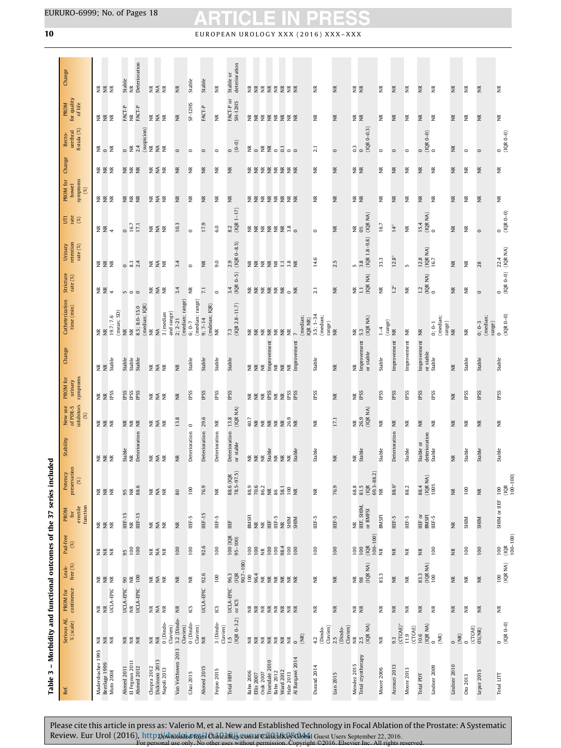Table 3 – Morbidity and functional outcomes of the 37 series included

| Ref. | Serious AE, % (scale) | PROM for continence | Leak-free (%) | Pad-free (%) | PROM for erectile function | Potency preservation (%) | Stability | New use of PDE-5 inhibitors (%) | PROM for urinary symptoms | Change | Catheterization time (min) | Stricture rate (%) | Urinary retention rate (%) | UTI rate (%) | PROM for bowel symptoms (%) | Change | Recto-urethral fistula (%) | PROM for quality of life | Change |
|---|---|---|---|---|---|---|---|---|---|---|---|---|---|---|---|---|---|---|---|
| Madersbacher 1995 | NR | NR | NR | NR | NR | NR | NR | NR | NR | NR | NR | NR | NR | NR | NR | NR | NR | NR | NR |
| Beerlage 1999 | NR | NR | NR | NR | NR | NR | NR | NR | NR | NR | NR | NR | NR | NR | NR | NR | 0 | NR | NR |
| Muto 2008 | NR | UCLA-EPIC | NR | NR | NR | NR | NR | NR | IPSS | Stable | 19.7; 7.6 (mean; SD) | 4 | NR | 4 | NR | NR | NR | NR | NR |
| Ahmed 2011 | NR | UCLA-EPIC | 90 | 95 | IIEF-15 | 95 | Stable | NR | IPSS | Stable | NR | 5 | 0 | 0 | NR | NR | 0 | FACT-P | Stable |
| El Fegoun 2011 | NR | NR | NR | 100 | NR | NR | NR | NR | IPSS | Stable | NR | 0 | 8.3 | 16.7 | NR | NR | NR | NR | NR |
| Ahmed 2012 | NR | UCLA-EPIC | 100 | 100 | IIEF-15 | 88.6 | Deterioration | NR | IPSS | Stable | 8.5; 8.0–15.0 (median; IQR) | 0 | 2.4 | 17.1 | NR | NR | 2.4 (suspicion) | FACT-P | Deterioration |
| Chopra 2012 | NR | NR | NR | NR | NR | NR | NR | NR | NR | NR | NR | NR | NR | NR | NR | NR | NR | NR | NR |
| Dickinson 2013 | NA | NA | NA | NA | NA | NA | NA | NA | NA | NA | NA | NA | NA | NA | NA | NA | NA | NA | NA |
| Napoli 2013 | 0 (Dindo-Clavien) | NR | NR | NR | NR | NR | NR | NR | NR | NR | 3 (median and range) | NR | NR | NR | NR | NR | NR | NR | NR |
| Van Velthoven 2013 | 3.2 (Dindo-Clavien) | NR | NR | 100 | NR | 80 | NR | 13.8 | NR | NR | 2; 2–21 (median; range) | 3.4 | 3.4 | 10.3 | NR | NR | 0 | NR | NR |
| Ghai 2015 | 0 (Dindo-Clavien) | ICS | NR | 100 | IIEF-5 | 100 | Deterioration | 0 | IPSS | Stable | 6; 0–7 (median; range) | NR | 0 | 0 | NR | NR | 0 | SF-12HS | Stable |
| Ahmed 2015 | NR | UCLA-EPIC | 92.6 | 92.6 | IIEF-15 | 76.9 | Deterioration | 29.6 | IPSS | Stable | 9; 7–14 (mdeian; IQR) | 7.1 | NR | 17.9 | NR | NR | 0 | FACT-P | Stable |
| Feijoo 2015 | 3 (Dindo-Clavien) | ICS | 100 | 100 | IIEF-5 | NR | Deterioration | NR | IPSS | Stable | NR | 0 | 9.0 | 6.0 | NR | NR | 0 | NR | NR |
| Total HIFU | 1.5 (IQR 0–3.2) | UCLA-EPIC or ICS | 96.3 (IQR 90.7–100) | 100 (IQR 95–100) | IIEF | 88.6 (IQR 78.5–97.5) | Deterioration or stable | 13.8 (IQR NA) | IPSS | Stable | 7.3 (IQR 2.8–11.7) | 3.4 (IQR 0–5) | 2.9 (IQR 0–8.5) | 8.2 (IQR 1–17) | NR | NR | 0 (0–0) | FACT-P or SH-12HS | Stable or deterioration |
| Bahn 2006 | NR | NR | 100 | 100 | BMSFI | 88.9 | NR | 40.7 | NR | NR | NR | NR | NR | NR | NR | NR | NR | NR | NR |
| Ellis 2007 | NR | NR | 96.4 | 100 | NR | 70.6 | NR | NR | NR | NR | NR | NR | NR | NR | NR | NR | 0 | NR | NR |
| Onik 2007 | NR | NR | NR | 100 | NR | 86.2 | NR | NR | NR | NR | NR | NR | NR | NR | NR | NR | NR | NR | NR |
| Truesdale 2010 | NR | NR | NR | 100 | IIEF | NR | Stable | NR | IPSS | Improvement | NR | NR | NR | NR | NR | NR | NR | NR | NR |
| Bahn 2012 | NR | NR | NR | 100 | IIEF-5 | 86 | NR | NR | NR | NR | NR | NR | NR | NR | NR | NR | 0 | NR | NR |
| Ward 2012 | NR | NR | NR | 98.4 | NR | 58.1 | NR | NR | NR | NR | NR | NR | 1.1 | NR | NR | NR | 0.1 | NR | NR |
| Hale 2013 | NR | NR | NR | 100 | SHIM | 100 | NR | 26.9 | IPSS | NR | NR | 0 | 3.8 | 3.8 | NR | NR | 0 | NR | NR |
| Al Barqawi 2014 | 0 (NR) | NR | NR | 100 | SHIM | NR | Stable | NR | IPSS | Improvement | 7 (median; IQR NR) | NR | NR | 0 | NR | NR | 0 | NR | NR |
| Durand 2014 | 4.2 (Dindo-Clavien) | NR | NR | 100 | IIEF-5 | NR | Stable | NR | IPSS | Stable | 3.5; 1–34 (median; range) | 2.1 | 14.6 | 0 | NR | NR | 2.1 | NR | NR |
| Lian 2015 | 2.5 (Dindo-Clavien) | NR | NR | 100 | IIEF-5 | 76.9 | NR | 17.1 | NR | NR | NR | NR | 2.5 | NR | NR | NR | 0 | NR | NR |
| Mendez 2015 | NR | NR | NR | 100 | NR | 68.8 | NR | NR | NR | NR | NR | 5 | 5 | NR | NR | NR | 0.3 | NR | NR |
| Total cryotherapy | 2.5 (IQR NA) | NR | 98 (IQR NA) | 100 (IQR 100–100) | IIEF, SHIM, or BMSFI | 81.5 (IQR 69.3–88.2) | Stable | 26.9 (IQR NA) | IPSS | Improvement or stable | 5.3 (IQR NA) | 1.1 (IQR NA) | 3.8 (IQR 1.8–9.8) | 0% (IQR NA) | NR | NR | 0 (IQR 0–0.3) | NR | NR |
| Moore 2006 | NR | NR | 83.3 | NR | BMSFI | NR | Stable | NR | IPSS | Stable | 1–4 (range) | NR | 33.3 | 16.7 | NR | NR | 0 | NR | NR |
| Azzouzi 2013 | 9.3 (CTCAE)[a] | NR | NR | NR | IIEF-5 | 88.6[a] | Deterioration | NR | IPSS | Improvement | NR | 1.2[a] | 12.8[a] | 14[a] | NR | NR | 0 | NR | NR |
| Moore 2013 | 11.9 (CTCAE) | NR | NR | NR | IIEF-5 | 88.2 | Stable | NR | IPSS | Improvement | NR | NR | 5 | NR | NR | NR | 0 | NR | NR |
| Total PDT | 10.6 (IQR NA) | NR | 83.3 (IQR NA) | NR | IIEF or BMSFI | 88.4 (IQR NA) | Stable or deterioration | NR | IPSS | Improvement or stable | NR | 1.2 (IQR NA) | 12.8 (IQR NA) | 15.4 (IQR NA) | NR | NR | 0 (IQR 0–0) | NR | NR |
| Lindner 2009 | 0 (NR) | NR | 100 | 100 | IIEF-5 | 100% | Stable | NR | IPSS | Stable | 0; 0–1 (median; range) | 0 | 16.7 | 0 | NR | NR | 0 | NR | NR |
| Lindner 2010 | 0 (NR) | NR | NR | NR | NR | NR | NR | NR | NR | NR | NR | NR | NR | NR | NR | NR | NR | NR | NR |
| Oto 2013 | 0 (CTCAE) | NR | NR | 100 | SHIM | 100 | Stable | NR | IPSS | Stable | NR | NR | NR | NR | NR | NR | 0 | NR | NR |
| Lepor 2015 | 0%(NR) | NR | NR | 100 | SHIM | NR | Stable | NR | IPSS | Stable | 0; 0–3 (median; range) | 0 | 28 | 0 | NR | NR | 0 | NR | NR |
| Total LITT | 0 (IQR 0–0) | NR | 100 (IQR NA) | 100 (IQR 100–100) | SHIM or IIEF | 100 (IQR 100–100) | Stable | NR | IPSS | Stable | 0 (IQR 0–0) | 0 (IQR 0–0) | 22.4 (IQR NA) | 0 (IQR 0–0) | NR | NR | 0 (IQR 0–0) | NR | NR |

Please cite this article in press as: Valerio M, et al. New and Established Technology in Focal Ablation of the Prostate: A Systematic Review. Eur Urol (2016), http://dx.doi.org/10.1016/j.eururo.2016.08.044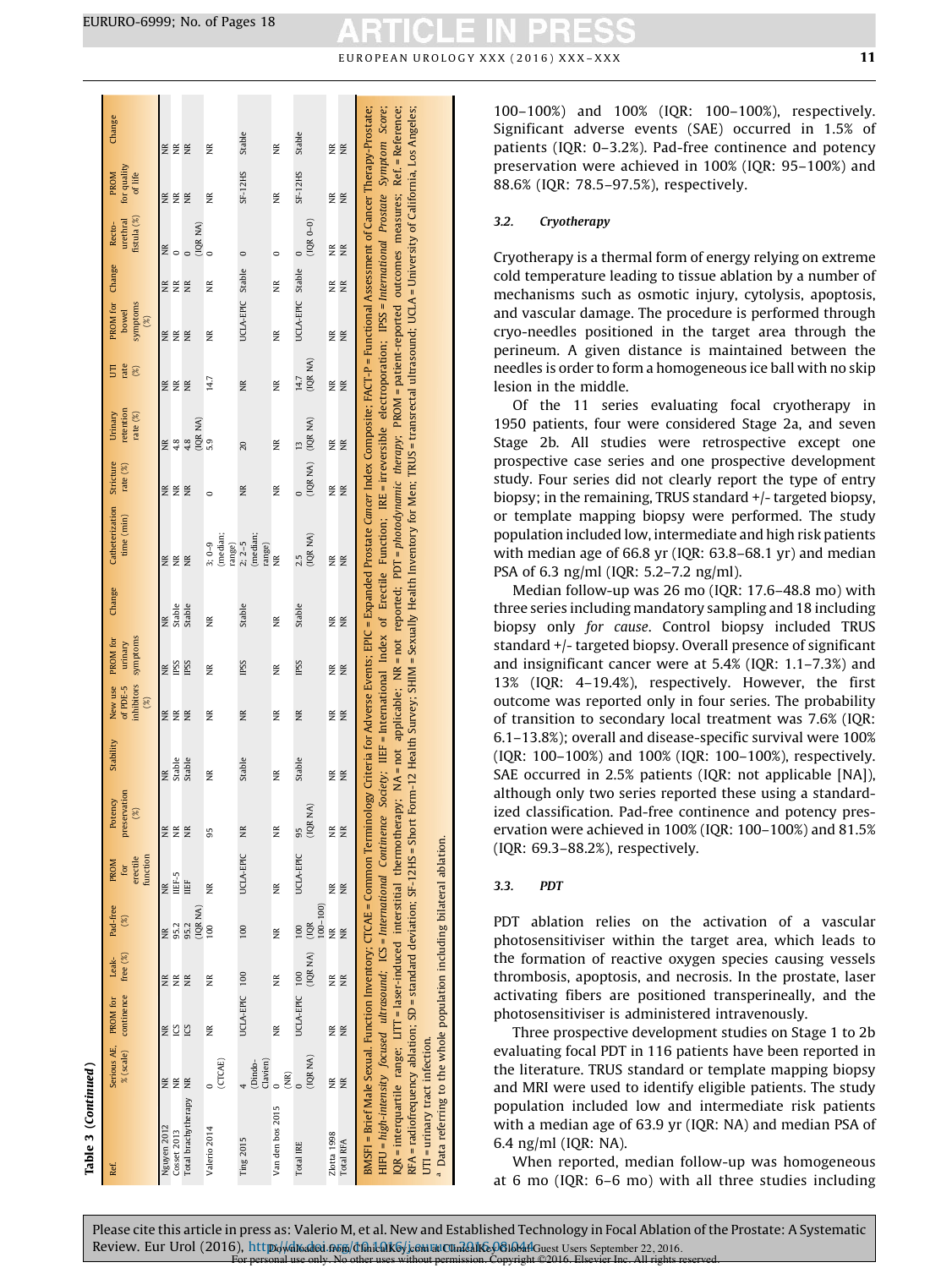Table 3 (Continued)

| Ref. | Serious AE, % (scale) | PROM for continence | Leak-free (%) | Pad-free (%) | PROM for erectile function | Potency preservation (%) | Stability | New use of PDE-5 inhibitors (%) | PROM for urinary symptoms | Change | Catheterization time (min) | Stricture rate (%) | Urinary retention rate (%) | UTI rate (%) | PROM for bowel symptoms (%) | Change | Recto-urethral fistula (%) | PROM for quality of life | Change |
|---|---|---|---|---|---|---|---|---|---|---|---|---|---|---|---|---|---|---|---|
| Nguyen 2012 | NR | NR | NR | NR | NR | NR | NR | NR | NR | NR | NR | NR | NR | NR | NR | NR | NR | NR | NR |
| Cosset 2013 | NR | ICS | NR | 95.2 | IIEF-5 | NR | Stable | NR | IPSS | Stable | NR | NR | 4.8 | NR | NR | NR | 0 | NR | NR |
| Total brachytherapy | NR | ICS | NR | 95.2 (IQR NA) | IIEF | NR | Stable | NR | IPSS | Stable | NR | NR | 4.8 (IQR NA) | NR | NR | NR | 0 (IQR NA) | NR | NR |
| Valerio 2014 | 0 (CTCAE) | NR | NR | 100 | NR | 95 | NR | NR | NR | NR | 3; 0–9 (median; range) | 0 | 5.9 | 14.7 | NR | NR | 0 | NR | NR |
| Ting 2015 | 4 (Dindo-Clavien) | UCLA-EPIC | 100 | 100 | UCLA-EPIC | NR | Stable | NR | IPSS | Stable | 2; 2–5 (median; range) | NR | 20 | NR | UCLA-EPIC | Stable | 0 | SF-12HS | Stable |
| Van den bos 2015 | 0 (NR) | NR | NR | NR | NR | NR | NR | NR | NR | NR | NR | NR | NR | NR | NR | NR | 0 | NR | NR |
| Total IRE | 0 (IQR NA) | UCLA-EPIC | 100 (IQR NA) | 100 (IQR 100–100) | UCLA-EPIC | 95 (IQR NA) | Stable | NR | IPSS | Stable | 2.5 (IQR NA) | 0 (IQR NA) | 13 (IQR NA) | 14.7 (IQR NA) | UCLA-EPIC | Stable | 0 (IQR 0–0) | SF-12HS | Stable |
| Zlotta 1998 | NR | NR | NR | NR | NR | NR | NR | NR | NR | NR | NR | NR | NR | NR | NR | NR | NR | NR | NR |
| Total RFA | NR | NR | NR | NR | NR | NR | NR | NR | NR | NR | NR | NR | NR | NR | NR | NR | NR | NR | NR |

BMSFI = Brief Male Sexual Function Inventory; CTCAE = Common Terminology Criteria for Adverse Events; EPIC = Expanded Prostate *Cancer* Index Composite; FACT-P = Functional Assessment of Cancer Therapy-Prostate; HIFU = *high-intensity focused ultrasound*; ICS = *International Continence Society*; IIEF = International Index of Erectile Function; IRE = irreversible electroporation; IPSS = *International Prostate Symptom Score*; IQR = interquartile range; LITT = laser-induced interstitial thermotherapy; NA = not applicable; NR = not reported; PDT = *photodynamic therapy*; PROM = patient-reported outcomes measures; Ref. = Reference; RFA = radiofrequency ablation; SD = standard deviation; SF-12HS = Short Form-12 Health Survey; SHIM = Sexually Health Inventory for Men; TRUS = transrectal ultrasound; UCLA = University of California, Los Angeles; UTI = urinary tract infection.

[a] Data referring to the whole population including bilateral ablation.

100–100%) and 100% (IQR: 100–100%), respectively. Significant adverse events (SAE) occurred in 1.5% of patients (IQR: 0–3.2%). Pad-free continence and potency preservation were achieved in 100% (IQR: 95–100%) and 88.6% (IQR: 78.5–97.5%), respectively.

### 3.2. Cryotherapy

Cryotherapy is a thermal form of energy relying on extreme cold temperature leading to tissue ablation by a number of mechanisms such as osmotic injury, cytolysis, apoptosis, and vascular damage. The procedure is performed through cryo-needles positioned in the target area through the perineum. A given distance is maintained between the needles is order to form a homogeneous ice ball with no skip lesion in the middle.

Of the 11 series evaluating focal cryotherapy in 1950 patients, four were considered Stage 2a, and seven Stage 2b. All studies were retrospective except one prospective case series and one prospective development study. Four series did not clearly report the type of entry biopsy; in the remaining, TRUS standard +/- targeted biopsy, or template mapping biopsy were performed. The study population included low, intermediate and high risk patients with median age of 66.8 yr (IQR: 63.8–68.1 yr) and median PSA of 6.3 ng/ml (IQR: 5.2–7.2 ng/ml).

Median follow-up was 26 mo (IQR: 17.6–48.8 mo) with three series including mandatory sampling and 18 including biopsy only *for cause*. Control biopsy included TRUS standard +/- targeted biopsy. Overall presence of significant and insignificant cancer were at 5.4% (IQR: 1.1–7.3%) and 13% (IQR: 4–19.4%), respectively. However, the first outcome was reported only in four series. The probability of transition to secondary local treatment was 7.6% (IQR: 6.1–13.8%); overall and disease-specific survival were 100% (IQR: 100–100%) and 100% (IQR: 100–100%), respectively. SAE occurred in 2.5% patients (IQR: not applicable [NA]), although only two series reported these using a standardized classification. Pad-free continence and potency preservation were achieved in 100% (IQR: 100–100%) and 81.5% (IQR: 69.3–88.2%), respectively.

### 3.3. PDT

PDT ablation relies on the activation of a vascular photosensitiviser within the target area, which leads to the formation of reactive oxygen species causing vessels thrombosis, apoptosis, and necrosis. In the prostate, laser activating fibers are positioned transperineally, and the photosensitiviser is administered intravenously.

Three prospective development studies on Stage 1 to 2b evaluating focal PDT in 116 patients have been reported in the literature. TRUS standard or template mapping biopsy and MRI were used to identify eligible patients. The study population included low and intermediate risk patients with a median age of 63.9 yr (IQR: NA) and median PSA of 6.4 ng/ml (IQR: NA).

When reported, median follow-up was homogeneous at 6 mo (IQR: 6–6 mo) with all three studies including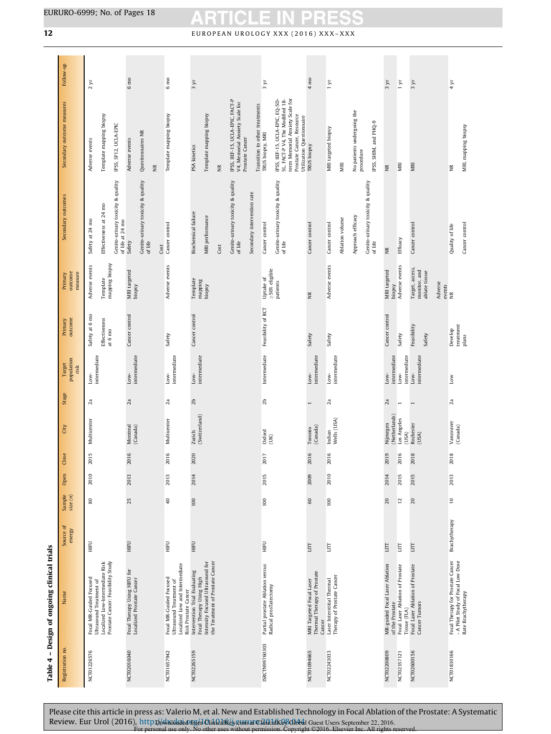**Table 4 – Design of ongoing clinical trials**

| Registration no. | Name | Source of energy | Sample size (n) | Open | Close | City | Stage | Target population risk | Primary outcome | Primary outcome measure | Secondary outcomes | Secondary outcome measures | Follow-up |
|---|---|---|---|---|---|---|---|---|---|---|---|---|---|
| NCT01226576 | Focal MR-Guided Focused Ultrasound Treatment of Localized Low-Intermediate Risk Prostate Cancer: Feasibility Study | HIFU | 80 | 2010 | 2015 | Multicenter | 2a | Low-intermediate | Safety at 6 mo<br>Effectiveness at 6 mo | Adverse events<br>Template mapping biopsy | Safety at 24 mo<br>Effectiveness at 24 mo<br>Genito-urinary toxicity & quality of life at 24 mo | Adverse events<br>Template mapping biopsy<br>IPSS, SF12, UCLA-EPIC | 2 yr |
| NCT02016040 | Focal Therapy Using HIFU for Localized Prostate Cancer | HIFU | 25 | 2013 | 2016 | Montreal (Canada) | 2a | Low-intermediate | Cancer control | MRI targeted biopsy | Safety<br>Genito-urinary toxicity & quality of life<br>Cost | Adverse events<br>Questionnaires NR<br>NR | 6 mo |
| NCT01657942 | Focal MR-Guided Focused Ultrasound Treatment of Localized Low and Intermediate Risk Prostate Cancer | HIFU | 40 | 2013 | 2016 | Multicenter | 2a | Low-intermediate | Safety | Adverse events | Cancer control | Template mapping biopsy | 6 mo |
| NCT02265159 | Intervention Trial Evaluating Focal Therapy Using High Intensity Focused Ultrasound for the Treatment of Prostate Cancer | HIFU | 100 | 2014 | 2020 | Zurich (Switzerland) | 2b | Low-intermediate | Cancer control | Template mapping biopsy | Biochemical failure<br>MRI performance<br>Cost<br>Genito-urinary toxicity & quality of life<br>Secondary intervention rate | PSA kinetics<br>Template mapping biopsy<br>NR<br>IPSS, IIEF-15, UCLA-EPIC, FACT-P V4, Memorial Anxiety Scale for Prostate Cancer<br>Transition to other treatments | 3 yr |
| ISRCTN99760303 | Partial prostate Ablation versus Radical prosTatectomy | HIFU | 100 | 2015 | 2017 | Oxford (UK) | 2b | Intermediate | Feasibility of RCT | Uptake of ≥50% eligible patients | Cancer control<br>Genito-urinary toxicity & quality of life | TRUS biopsy, MRI<br>IPSS, IIEF-15, UCLA-EPIC, EQ-5D-5L, FACT-P V4, The Modified 18-term Memorial Anxiety Scale for Prostate Cancer, Resource Utilization Questionnaire | 3 yr |
| NCT01094665 | MRI Targeted Focal Laser Thermal Therapy of Prostate Cancer | LITT | 60 | 2009 | 2016 | Toronto (Canada) | 1 | Low-intermediate | Safety | NR | Cancer control | TRUS biopsy | 4 mo |
| NCT02243033 | Laser Interstitial Thermal Therapy of Prostate Cancer | LITT | 100 | 2010 | 2016 | Indian Wells (USA) | 2a | Low-intermediate | Safety | Adverse events | Cancer control<br>Ablation volume<br>Approach efficacy<br>Genito-urinary toxicity & quality of life | MRI targeted biopsy<br>MRI<br>No patients undergoing the procedure<br>IPSS, SHIM, and PHQ-9 | 1 yr |
| NCT02200809 | MR-guided Focal Laser Ablation of the Prostate | LITT | 20 | 2014 | 2019 | Nijmegen (Netherlands) | 2a | Low-intermediate | Cancer control | MRI targeted biopsy | NR | NR | 3 yr |
| NCT02357121 | Focal Laser Ablation of Prostate Tissue (FLA) | LITT | 12 | 2015 | 2016 | Los Angeles (USA) | 1 | Low-intermediate | Safety | Adverse events | Efficacy | MRI | 1 yr |
| NCT02600156 | Focal Laser Ablation of Prostate Cancer Tumors | LITT | 20 | 2015 | 2018 | Rochester (USA) | 1 | Low-intermediate | Feasibility<br>Safety | Target, access, monitor, and ablate tissue<br>Adverse events | Cancer control | MRI | 3 yr |
| NCT01830166 | Focal Therapy for Prostate Cancer - A Pilot Study of Focal Low Dose Rate Brachytherapy | Brachytherapy | 10 | 2013 | 2018 | Vancouver (Canada) | 2a | Low | Develop treatment plans | NR | Quality of life<br>Cancer control | NR<br>MRI, mapping biopsy | 4 yr |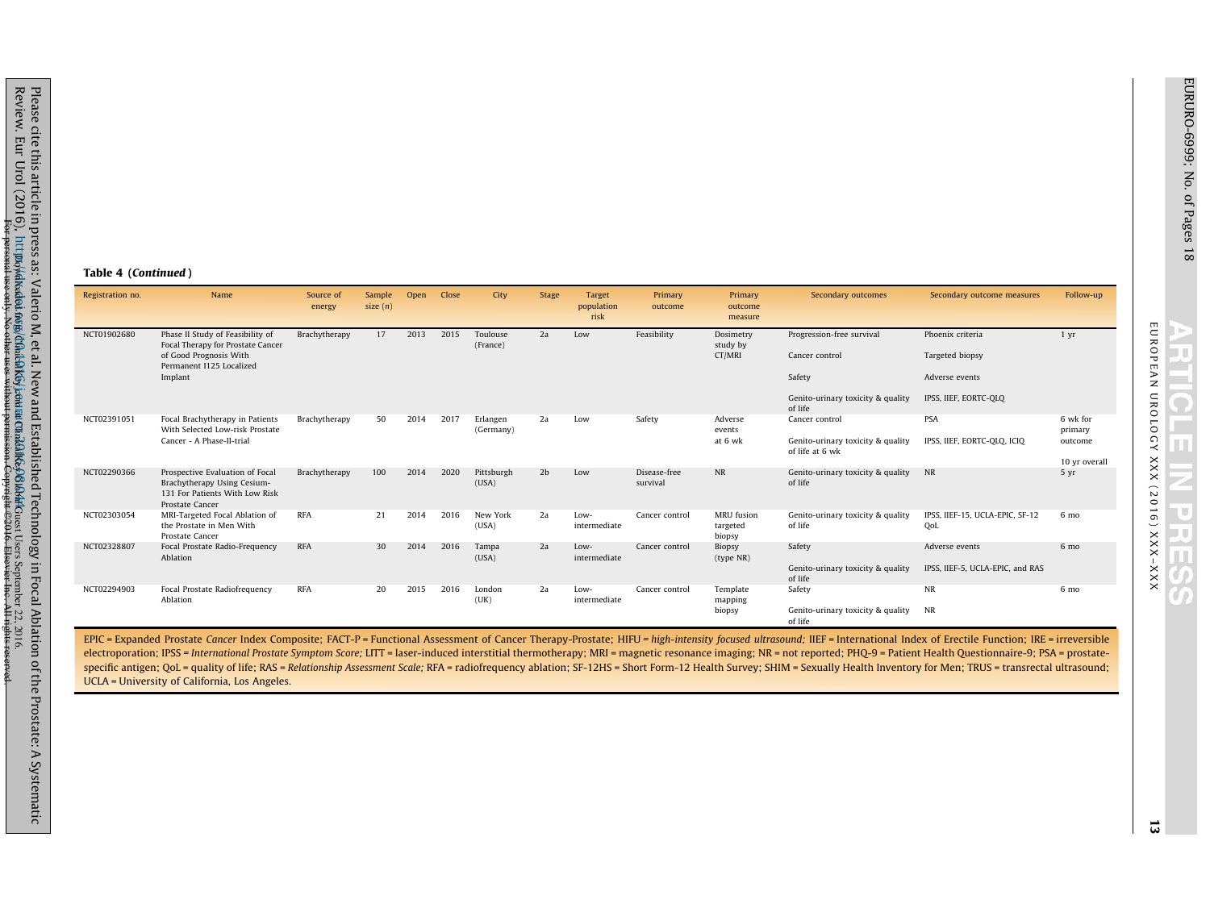**Table 4** (***Continued***)

| Registration no. | Name | Source of energy | Sample size (n) | Open | Close | City | Stage | Target population risk | Primary outcome | Primary outcome measure | Secondary outcomes | Secondary outcome measures | Follow-up |
|---|---|---|---|---|---|---|---|---|---|---|---|---|---|
| NCT01902680 | Phase II Study of Feasibility of Focal Therapy for Prostate Cancer of Good Prognosis With Permanent I125 Localized Implant | Brachytherapy | 17 | 2013 | 2015 | Toulouse (France) | 2a | Low | Feasibility | Dosimetry study by CT/MRI | Progression-free survival<br>Cancer control<br>Safety<br>Genito-urinary toxicity & quality of life | Phoenix criteria<br>Targeted biopsy<br>Adverse events<br>IPSS, IIEF, EORTC-QLQ | 1 yr |
| NCT02391051 | Focal Brachytherapy in Patients With Selected Low-risk Prostate Cancer - A Phase-II-trial | Brachytherapy | 50 | 2014 | 2017 | Erlangen (Germany) | 2a | Low | Safety | Adverse events at 6 wk | Cancer control<br>Genito-urinary toxicity & quality of life at 6 wk | PSA<br>IPSS, IIEF, EORTC-QLQ, ICIQ | 6 wk for primary outcome<br>10 yr overall |
| NCT02290366 | Prospective Evaluation of Focal Brachytherapy Using Cesium-131 For Patients With Low Risk Prostate Cancer | Brachytherapy | 100 | 2014 | 2020 | Pittsburgh (USA) | 2b | Low | Disease-free survival | NR | Genito-urinary toxicity & quality of life | NR | 5 yr |
| NCT02303054 | MRI-Targeted Focal Ablation of the Prostate in Men With Prostate Cancer | RFA | 21 | 2014 | 2016 | New York (USA) | 2a | Low-intermediate | Cancer control | MRU fusion targeted biopsy | Genito-urinary toxicity & quality of life | IPSS, IIEF-15, UCLA-EPIC, SF-12 QoL | 6 mo |
| NCT02328807 | Focal Prostate Radio-Frequency Ablation | RFA | 30 | 2014 | 2016 | Tampa (USA) | 2a | Low-intermediate | Cancer control | Biopsy (type NR) | Safety<br>Genito-urinary toxicity & quality of life | Adverse events<br>IPSS, IIEF-5, UCLA-EPIC, and RAS | 6 mo |
| NCT02294903 | Focal Prostate Radiofrequency Ablation | RFA | 20 | 2015 | 2016 | London (UK) | 2a | Low-intermediate | Cancer control | Template mapping biopsy | Safety<br>Genito-urinary toxicity & quality of life | NR<br>NR | 6 mo |

EPIC = Expanded Prostate *Cancer* Index Composite; FACT-P = Functional Assessment of Cancer Therapy-Prostate; HIFU = *high-intensity focused ultrasound;* IIEF = International Index of Erectile Function; IRE = irreversible electroporation; IPSS = *International Prostate Symptom Score;* LITT = laser-induced interstitial thermotherapy; MRI = magnetic resonance imaging; NR = not reported; PHQ-9 = Patient Health Questionnaire-9; PSA = prostate-specific antigen; QoL = quality of life; RAS = *Relationship Assessment Scale;* RFA = radiofrequency ablation; SF-12HS = Short Form-12 Health Survey; SHIM = Sexually Health Inventory for Men; TRUS = transrectal ultrasound; UCLA = University of California, Los Angeles.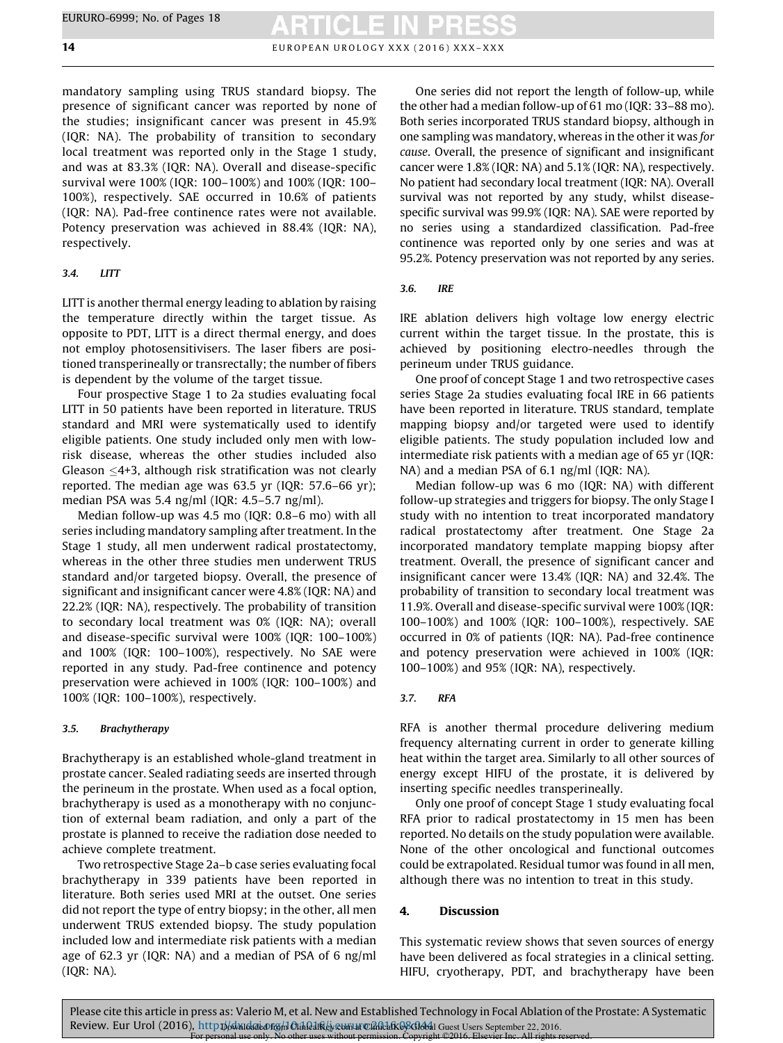mandatory sampling using TRUS standard biopsy. The presence of significant cancer was reported by none of the studies; insignificant cancer was present in 45.9% (IQR: NA). The probability of transition to secondary local treatment was reported only in the Stage 1 study, and was at 83.3% (IQR: NA). Overall and disease-specific survival were 100% (IQR: 100–100%) and 100% (IQR: 100–100%), respectively. SAE occurred in 10.6% of patients (IQR: NA). Pad-free continence rates were not available. Potency preservation was achieved in 88.4% (IQR: NA), respectively.

### 3.4. *LITT*

LITT is another thermal energy leading to ablation by raising the temperature directly within the target tissue. As opposite to PDT, LITT is a direct thermal energy, and does not employ photosensitivisers. The laser fibers are positioned transperineally or transrectally; the number of fibers is dependent by the volume of the target tissue.

Four prospective Stage 1 to 2a studies evaluating focal LITT in 50 patients have been reported in literature. TRUS standard and MRI were systematically used to identify eligible patients. One study included only men with low-risk disease, whereas the other studies included also Gleason ≤4+3, although risk stratification was not clearly reported. The median age was 63.5 yr (IQR: 57.6–66 yr); median PSA was 5.4 ng/ml (IQR: 4.5–5.7 ng/ml).

Median follow-up was 4.5 mo (IQR: 0.8–6 mo) with all series including mandatory sampling after treatment. In the Stage 1 study, all men underwent radical prostatectomy, whereas in the other three studies men underwent TRUS standard and/or targeted biopsy. Overall, the presence of significant and insignificant cancer were 4.8% (IQR: NA) and 22.2% (IQR: NA), respectively. The probability of transition to secondary local treatment was 0% (IQR: NA); overall and disease-specific survival were 100% (IQR: 100–100%) and 100% (IQR: 100–100%), respectively. No SAE were reported in any study. Pad-free continence and potency preservation were achieved in 100% (IQR: 100–100%) and 100% (IQR: 100–100%), respectively.

### 3.5. *Brachytherapy*

Brachytherapy is an established whole-gland treatment in prostate cancer. Sealed radiating seeds are inserted through the perineum in the prostate. When used as a focal option, brachytherapy is used as a monotherapy with no conjunction of external beam radiation, and only a part of the prostate is planned to receive the radiation dose needed to achieve complete treatment.

Two retrospective Stage 2a–b case series evaluating focal brachytherapy in 339 patients have been reported in literature. Both series used MRI at the outset. One series did not report the type of entry biopsy; in the other, all men underwent TRUS extended biopsy. The study population included low and intermediate risk patients with a median age of 62.3 yr (IQR: NA) and a median of PSA of 6 ng/ml (IQR: NA).

One series did not report the length of follow-up, while the other had a median follow-up of 61 mo (IQR: 33–88 mo). Both series incorporated TRUS standard biopsy, although in one sampling was mandatory, whereas in the other it was *for cause*. Overall, the presence of significant and insignificant cancer were 1.8% (IQR: NA) and 5.1% (IQR: NA), respectively. No patient had secondary local treatment (IQR: NA). Overall survival was not reported by any study, whilst disease-specific survival was 99.9% (IQR: NA). SAE were reported by no series using a standardized classification. Pad-free continence was reported only by one series and was at 95.2%. Potency preservation was not reported by any series.

### 3.6. *IRE*

IRE ablation delivers high voltage low energy electric current within the target tissue. In the prostate, this is achieved by positioning electro-needles through the perineum under TRUS guidance.

One proof of concept Stage 1 and two retrospective cases series Stage 2a studies evaluating focal IRE in 66 patients have been reported in literature. TRUS standard, template mapping biopsy and/or targeted were used to identify eligible patients. The study population included low and intermediate risk patients with a median age of 65 yr (IQR: NA) and a median PSA of 6.1 ng/ml (IQR: NA).

Median follow-up was 6 mo (IQR: NA) with different follow-up strategies and triggers for biopsy. The only Stage I study with no intention to treat incorporated mandatory radical prostatectomy after treatment. One Stage 2a incorporated mandatory template mapping biopsy after treatment. Overall, the presence of significant cancer and insignificant cancer were 13.4% (IQR: NA) and 32.4%. The probability of transition to secondary local treatment was 11.9%. Overall and disease-specific survival were 100% (IQR: 100–100%) and 100% (IQR: 100–100%), respectively. SAE occurred in 0% of patients (IQR: NA). Pad-free continence and potency preservation were achieved in 100% (IQR: 100–100%) and 95% (IQR: NA), respectively.

### 3.7. *RFA*

RFA is another thermal procedure delivering medium frequency alternating current in order to generate killing heat within the target area. Similarly to all other sources of energy except HIFU of the prostate, it is delivered by inserting specific needles transperineally.

Only one proof of concept Stage 1 study evaluating focal RFA prior to radical prostatectomy in 15 men has been reported. No details on the study population were available. None of the other oncological and functional outcomes could be extrapolated. Residual tumor was found in all men, although there was no intention to treat in this study.

## 4. Discussion

This systematic review shows that seven sources of energy have been delivered as focal strategies in a clinical setting. HIFU, cryotherapy, PDT, and brachytherapy have been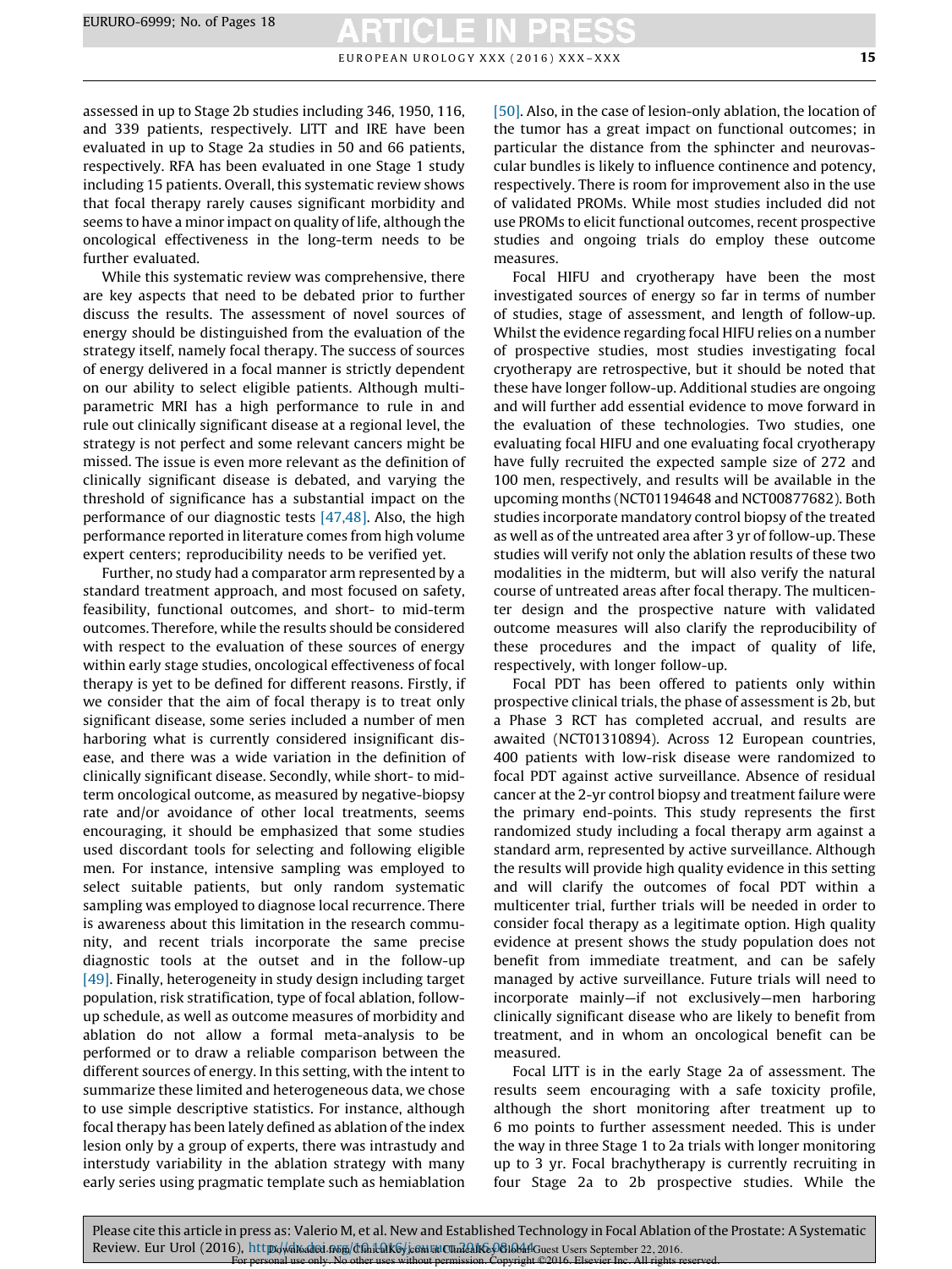assessed in up to Stage 2b studies including 346, 1950, 116, and 339 patients, respectively. LITT and IRE have been evaluated in up to Stage 2a studies in 50 and 66 patients, respectively. RFA has been evaluated in one Stage 1 study including 15 patients. Overall, this systematic review shows that focal therapy rarely causes significant morbidity and seems to have a minor impact on quality of life, although the oncological effectiveness in the long-term needs to be further evaluated.

While this systematic review was comprehensive, there are key aspects that need to be debated prior to further discuss the results. The assessment of novel sources of energy should be distinguished from the evaluation of the strategy itself, namely focal therapy. The success of sources of energy delivered in a focal manner is strictly dependent on our ability to select eligible patients. Although multiparametric MRI has a high performance to rule in and rule out clinically significant disease at a regional level, the strategy is not perfect and some relevant cancers might be missed. The issue is even more relevant as the definition of clinically significant disease is debated, and varying the threshold of significance has a substantial impact on the performance of our diagnostic tests [47,48]. Also, the high performance reported in literature comes from high volume expert centers; reproducibility needs to be verified yet.

Further, no study had a comparator arm represented by a standard treatment approach, and most focused on safety, feasibility, functional outcomes, and short- to mid-term outcomes. Therefore, while the results should be considered with respect to the evaluation of these sources of energy within early stage studies, oncological effectiveness of focal therapy is yet to be defined for different reasons. Firstly, if we consider that the aim of focal therapy is to treat only significant disease, some series included a number of men harboring what is currently considered insignificant disease, and there was a wide variation in the definition of clinically significant disease. Secondly, while short- to mid-term oncological outcome, as measured by negative-biopsy rate and/or avoidance of other local treatments, seems encouraging, it should be emphasized that some studies used discordant tools for selecting and following eligible men. For instance, intensive sampling was employed to select suitable patients, but only random systematic sampling was employed to diagnose local recurrence. There is awareness about this limitation in the research community, and recent trials incorporate the same precise diagnostic tools at the outset and in the follow-up [49]. Finally, heterogeneity in study design including target population, risk stratification, type of focal ablation, follow-up schedule, as well as outcome measures of morbidity and ablation do not allow a formal meta-analysis to be performed or to draw a reliable comparison between the different sources of energy. In this setting, with the intent to summarize these limited and heterogeneous data, we chose to use simple descriptive statistics. For instance, although focal therapy has been lately defined as ablation of the index lesion only by a group of experts, there was intrastudy and interstudy variability in the ablation strategy with many early series using pragmatic template such as hemiablation [50]. Also, in the case of lesion-only ablation, the location of the tumor has a great impact on functional outcomes; in particular the distance from the sphincter and neurovascular bundles is likely to influence continence and potency, respectively. There is room for improvement also in the use of validated PROMs. While most studies included did not use PROMs to elicit functional outcomes, recent prospective studies and ongoing trials do employ these outcome measures.

Focal HIFU and cryotherapy have been the most investigated sources of energy so far in terms of number of studies, stage of assessment, and length of follow-up. Whilst the evidence regarding focal HIFU relies on a number of prospective studies, most studies investigating focal cryotherapy are retrospective, but it should be noted that these have longer follow-up. Additional studies are ongoing and will further add essential evidence to move forward in the evaluation of these technologies. Two studies, one evaluating focal HIFU and one evaluating focal cryotherapy have fully recruited the expected sample size of 272 and 100 men, respectively, and results will be available in the upcoming months (NCT01194648 and NCT00877682). Both studies incorporate mandatory control biopsy of the treated as well as of the untreated area after 3 yr of follow-up. These studies will verify not only the ablation results of these two modalities in the midterm, but will also verify the natural course of untreated areas after focal therapy. The multicenter design and the prospective nature with validated outcome measures will also clarify the reproducibility of these procedures and the impact of quality of life, respectively, with longer follow-up.

Focal PDT has been offered to patients only within prospective clinical trials, the phase of assessment is 2b, but a Phase 3 RCT has completed accrual, and results are awaited (NCT01310894). Across 12 European countries, 400 patients with low-risk disease were randomized to focal PDT against active surveillance. Absence of residual cancer at the 2-yr control biopsy and treatment failure were the primary end-points. This study represents the first randomized study including a focal therapy arm against a standard arm, represented by active surveillance. Although the results will provide high quality evidence in this setting and will clarify the outcomes of focal PDT within a multicenter trial, further trials will be needed in order to consider focal therapy as a legitimate option. High quality evidence at present shows the study population does not benefit from immediate treatment, and can be safely managed by active surveillance. Future trials will need to incorporate mainly—if not exclusively—men harboring clinically significant disease who are likely to benefit from treatment, and in whom an oncological benefit can be measured.

Focal LITT is in the early Stage 2a of assessment. The results seem encouraging with a safe toxicity profile, although the short monitoring after treatment up to 6 mo points to further assessment needed. This is under the way in three Stage 1 to 2a trials with longer monitoring up to 3 yr. Focal brachytherapy is currently recruiting in four Stage 2a to 2b prospective studies. While the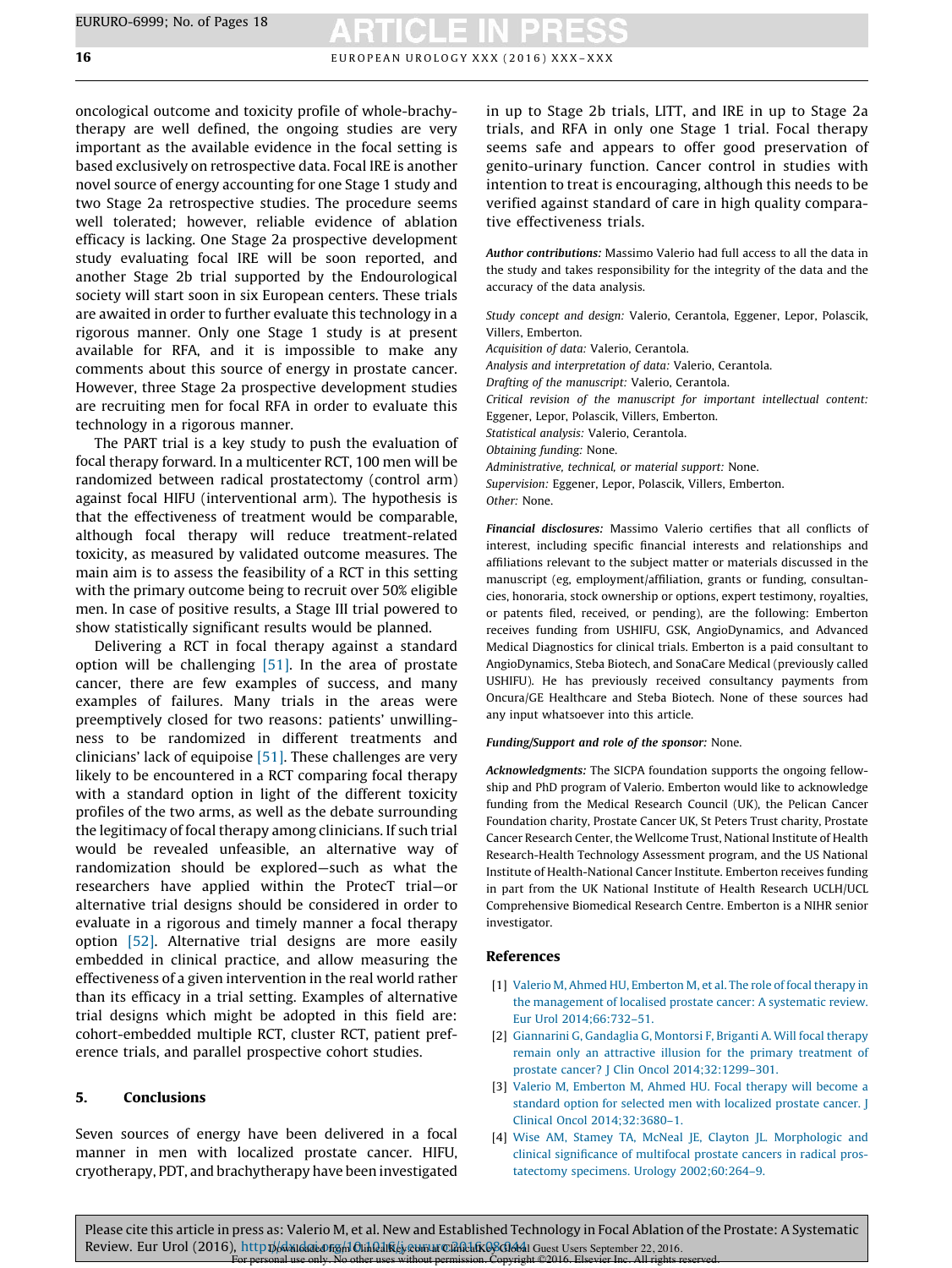oncological outcome and toxicity profile of whole-brachytherapy are well defined, the ongoing studies are very important as the available evidence in the focal setting is based exclusively on retrospective data. Focal IRE is another novel source of energy accounting for one Stage 1 study and two Stage 2a retrospective studies. The procedure seems well tolerated; however, reliable evidence of ablation efficacy is lacking. One Stage 2a prospective development study evaluating focal IRE will be soon reported, and another Stage 2b trial supported by the Endourological society will start soon in six European centers. These trials are awaited in order to further evaluate this technology in a rigorous manner. Only one Stage 1 study is at present available for RFA, and it is impossible to make any comments about this source of energy in prostate cancer. However, three Stage 2a prospective development studies are recruiting men for focal RFA in order to evaluate this technology in a rigorous manner.

The PART trial is a key study to push the evaluation of focal therapy forward. In a multicenter RCT, 100 men will be randomized between radical prostatectomy (control arm) against focal HIFU (interventional arm). The hypothesis is that the effectiveness of treatment would be comparable, although focal therapy will reduce treatment-related toxicity, as measured by validated outcome measures. The main aim is to assess the feasibility of a RCT in this setting with the primary outcome being to recruit over 50% eligible men. In case of positive results, a Stage III trial powered to show statistically significant results would be planned.

Delivering a RCT in focal therapy against a standard option will be challenging [51]. In the area of prostate cancer, there are few examples of success, and many examples of failures. Many trials in the areas were preemptively closed for two reasons: patients' unwillingness to be randomized in different treatments and clinicians' lack of equipoise [51]. These challenges are very likely to be encountered in a RCT comparing focal therapy with a standard option in light of the different toxicity profiles of the two arms, as well as the debate surrounding the legitimacy of focal therapy among clinicians. If such trial would be revealed unfeasible, an alternative way of randomization should be explored—such as what the researchers have applied within the ProtecT trial—or alternative trial designs should be considered in order to evaluate in a rigorous and timely manner a focal therapy option [52]. Alternative trial designs are more easily embedded in clinical practice, and allow measuring the effectiveness of a given intervention in the real world rather than its efficacy in a trial setting. Examples of alternative trial designs which might be adopted in this field are: cohort-embedded multiple RCT, cluster RCT, patient preference trials, and parallel prospective cohort studies.

## 5. Conclusions

Seven sources of energy have been delivered in a focal manner in men with localized prostate cancer. HIFU, cryotherapy, PDT, and brachytherapy have been investigated in up to Stage 2b trials, LITT, and IRE in up to Stage 2a trials, and RFA in only one Stage 1 trial. Focal therapy seems safe and appears to offer good preservation of genito-urinary function. Cancer control in studies with intention to treat is encouraging, although this needs to be verified against standard of care in high quality comparative effectiveness trials.

*Author contributions:* Massimo Valerio had full access to all the data in the study and takes responsibility for the integrity of the data and the accuracy of the data analysis.

*Study concept and design:* Valerio, Cerantola, Eggener, Lepor, Polascik, Villers, Emberton.
*Acquisition of data:* Valerio, Cerantola.
*Analysis and interpretation of data:* Valerio, Cerantola.
*Drafting of the manuscript:* Valerio, Cerantola.
*Critical revision of the manuscript for important intellectual content:* Eggener, Lepor, Polascik, Villers, Emberton.
*Statistical analysis:* Valerio, Cerantola.
*Obtaining funding:* None.
*Administrative, technical, or material support:* None.
*Supervision:* Eggener, Lepor, Polascik, Villers, Emberton.
*Other:* None.

*Financial disclosures:* Massimo Valerio certifies that all conflicts of interest, including specific financial interests and relationships and affiliations relevant to the subject matter or materials discussed in the manuscript (eg, employment/affiliation, grants or funding, consultancies, honoraria, stock ownership or options, expert testimony, royalties, or patents filed, received, or pending), are the following: Emberton receives funding from USHIFU, GSK, AngioDynamics, and Advanced Medical Diagnostics for clinical trials. Emberton is a paid consultant to AngioDynamics, Steba Biotech, and SonaCare Medical (previously called USHIFU). He has previously received consultancy payments from Oncura/GE Healthcare and Steba Biotech. None of these sources had any input whatsoever into this article.

*Funding/Support and role of the sponsor:* None.

*Acknowledgments:* The SICPA foundation supports the ongoing fellowship and PhD program of Valerio. Emberton would like to acknowledge funding from the Medical Research Council (UK), the Pelican Cancer Foundation charity, Prostate Cancer UK, St Peters Trust charity, Prostate Cancer Research Center, the Wellcome Trust, National Institute of Health Research-Health Technology Assessment program, and the US National Institute of Health-National Cancer Institute. Emberton receives funding in part from the UK National Institute of Health Research UCLH/UCL Comprehensive Biomedical Research Centre. Emberton is a NIHR senior investigator.

## References

[1] Valerio M, Ahmed HU, Emberton M, et al. The role of focal therapy in the management of localised prostate cancer: A systematic review. Eur Urol 2014;66:732–51.

[2] Giannarini G, Gandaglia G, Montorsi F, Briganti A. Will focal therapy remain only an attractive illusion for the primary treatment of prostate cancer? J Clin Oncol 2014;32:1299–301.

[3] Valerio M, Emberton M, Ahmed HU. Focal therapy will become a standard option for selected men with localized prostate cancer. J Clinical Oncol 2014;32:3680–1.

[4] Wise AM, Stamey TA, McNeal JE, Clayton JL. Morphologic and clinical significance of multifocal prostate cancers in radical prostatectomy specimens. Urology 2002;60:264–9.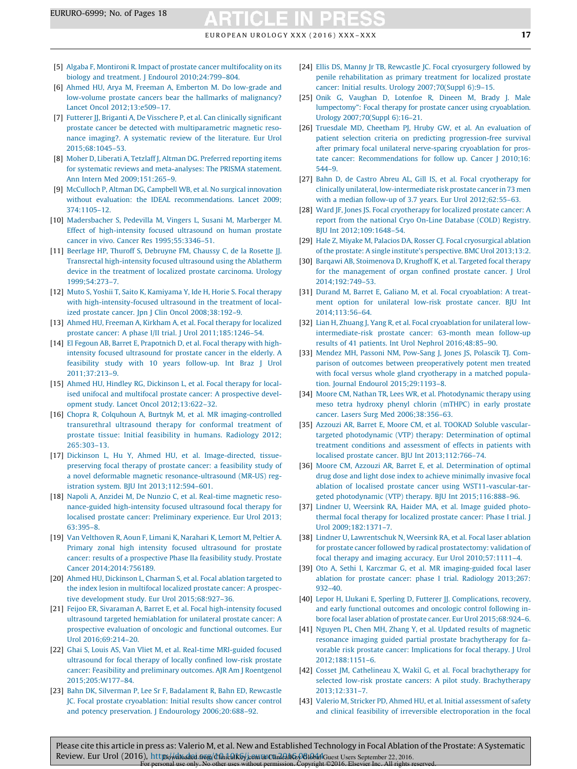[5] Algaba F, Montironi R. Impact of prostate cancer multifocality on its biology and treatment. J Endourol 2010;24:799–804.

[6] Ahmed HU, Arya M, Freeman A, Emberton M. Do low-grade and low-volume prostate cancers bear the hallmarks of malignancy? Lancet Oncol 2012;13:e509–17.

[7] Futterer JJ, Briganti A, De Visschere P, et al. Can clinically significant prostate cancer be detected with multiparametric magnetic resonance imaging?. A systematic review of the literature. Eur Urol 2015;68:1045–53.

[8] Moher D, Liberati A, Tetzlaff J, Altman DG. Preferred reporting items for systematic reviews and meta-analyses: The PRISMA statement. Ann Intern Med 2009;151:265–9.

[9] McCulloch P, Altman DG, Campbell WB, et al. No surgical innovation without evaluation: the IDEAL recommendations. Lancet 2009; 374:1105–12.

[10] Madersbacher S, Pedevilla M, Vingers L, Susani M, Marberger M. Effect of high-intensity focused ultrasound on human prostate cancer in vivo. Cancer Res 1995;55:3346–51.

[11] Beerlage HP, Thuroff S, Debruyne FM, Chaussy C, de la Rosette JJ. Transrectal high-intensity focused ultrasound using the Ablatherm device in the treatment of localized prostate carcinoma. Urology 1999;54:273–7.

[12] Muto S, Yoshii T, Saito K, Kamiyama Y, Ide H, Horie S. Focal therapy with high-intensity-focused ultrasound in the treatment of localized prostate cancer. Jpn J Clin Oncol 2008;38:192–9.

[13] Ahmed HU, Freeman A, Kirkham A, et al. Focal therapy for localized prostate cancer: A phase I/II trial. J Urol 2011;185:1246–54.

[14] El Fegoun AB, Barret E, Prapotnich D, et al. Focal therapy with high-intensity focused ultrasound for prostate cancer in the elderly. A feasibility study with 10 years follow-up. Int Braz J Urol 2011;37:213–9.

[15] Ahmed HU, Hindley RG, Dickinson L, et al. Focal therapy for localised unifocal and multifocal prostate cancer: A prospective development study. Lancet Oncol 2012;13:622–32.

[16] Chopra R, Colquhoun A, Burtnyk M, et al. MR imaging-controlled transurethral ultrasound therapy for conformal treatment of prostate tissue: Initial feasibility in humans. Radiology 2012; 265:303–13.

[17] Dickinson L, Hu Y, Ahmed HU, et al. Image-directed, tissue-preserving focal therapy of prostate cancer: a feasibility study of a novel deformable magnetic resonance-ultrasound (MR-US) registration system. BJU Int 2013;112:594–601.

[18] Napoli A, Anzidei M, De Nunzio C, et al. Real-time magnetic resonance-guided high-intensity focused ultrasound focal therapy for localised prostate cancer: Preliminary experience. Eur Urol 2013; 63:395–8.

[19] Van Velthoven R, Aoun F, Limani K, Narahari K, Lemort M, Peltier A. Primary zonal high intensity focused ultrasound for prostate cancer: results of a prospective Phase IIa feasibility study. Prostate Cancer 2014;2014:756189.

[20] Ahmed HU, Dickinson L, Charman S, et al. Focal ablation targeted to the index lesion in multifocal localized prostate cancer: A prospective development study. Eur Urol 2015;68:927–36.

[21] Feijoo ER, Sivaraman A, Barret E, et al. Focal high-intensity focused ultrasound targeted hemiablation for unilateral prostate cancer: A prospective evaluation of oncologic and functional outcomes. Eur Urol 2016;69:214–20.

[22] Ghai S, Louis AS, Van Vliet M, et al. Real-time MRI-guided focused ultrasound for focal therapy of locally confined low-risk prostate cancer: Feasibility and preliminary outcomes. AJR Am J Roentgenol 2015;205:W177–84.

[23] Bahn DK, Silverman P, Lee Sr F, Badalament R, Bahn ED, Rewcastle JC. Focal prostate cryoablation: Initial results show cancer control and potency preservation. J Endourology 2006;20:688–92.

[24] Ellis DS, Manny Jr TB, Rewcastle JC. Focal cryosurgery followed by penile rehabilitation as primary treatment for localized prostate cancer: Initial results. Urology 2007;70(Suppl 6):9–15.

[25] Onik G, Vaughan D, Lotenfoe R, Dineen M, Brady J. Male lumpectomy": Focal therapy for prostate cancer using cryoablation. Urology 2007;70(Suppl 6):16–21.

[26] Truesdale MD, Cheetham PJ, Hruby GW, et al. An evaluation of patient selection criteria on predicting progression-free survival after primary focal unilateral nerve-sparing cryoablation for prostate cancer: Recommendations for follow up. Cancer J 2010;16: 544–9.

[27] Bahn D, de Castro Abreu AL, Gill IS, et al. Focal cryotherapy for clinically unilateral, low-intermediate risk prostate cancer in 73 men with a median follow-up of 3.7 years. Eur Urol 2012;62:55–63.

[28] Ward JF, Jones JS. Focal cryotherapy for localized prostate cancer: A report from the national Cryo On-Line Database (COLD) Registry. BJU Int 2012;109:1648–54.

[29] Hale Z, Miyake M, Palacios DA, Rosser CJ. Focal cryosurgical ablation of the prostate: A single institute's perspective. BMC Urol 2013;13:2.

[30] Barqawi AB, Stoimenova D, Krughoff K, et al. Targeted focal therapy for the management of organ confined prostate cancer. J Urol 2014;192:749–53.

[31] Durand M, Barret E, Galiano M, et al. Focal cryoablation: A treatment option for unilateral low-risk prostate cancer. BJU Int 2014;113:56–64.

[32] Lian H, Zhuang J, Yang R, et al. Focal cryoablation for unilateral low-intermediate-risk prostate cancer: 63-month mean follow-up results of 41 patients. Int Urol Nephrol 2016;48:85–90.

[33] Mendez MH, Passoni NM, Pow-Sang J, Jones JS, Polascik TJ. Comparison of outcomes between preoperatively potent men treated with focal versus whole gland cryotherapy in a matched population. Journal Endourol 2015;29:1193–8.

[34] Moore CM, Nathan TR, Lees WR, et al. Photodynamic therapy using meso tetra hydroxy phenyl chlorin (mTHPC) in early prostate cancer. Lasers Surg Med 2006;38:356–63.

[35] Azzouzi AR, Barret E, Moore CM, et al. TOOKAD Soluble vascular-targeted photodynamic (VTP) therapy: Determination of optimal treatment conditions and assessment of effects in patients with localised prostate cancer. BJU Int 2013;112:766–74.

[36] Moore CM, Azzouzi AR, Barret E, et al. Determination of optimal drug dose and light dose index to achieve minimally invasive focal ablation of localised prostate cancer using WST11-vascular-targeted photodynamic (VTP) therapy. BJU Int 2015;116:888–96.

[37] Lindner U, Weersink RA, Haider MA, et al. Image guided photothermal focal therapy for localized prostate cancer: Phase I trial. J Urol 2009;182:1371–7.

[38] Lindner U, Lawrentschuk N, Weersink RA, et al. Focal laser ablation for prostate cancer followed by radical prostatectomy: validation of focal therapy and imaging accuracy. Eur Urol 2010;57:1111–4.

[39] Oto A, Sethi I, Karczmar G, et al. MR imaging-guided focal laser ablation for prostate cancer: phase I trial. Radiology 2013;267: 932–40.

[40] Lepor H, Llukani E, Sperling D, Futterer JJ. Complications, recovery, and early functional outcomes and oncologic control following in-bore focal laser ablation of prostate cancer. Eur Urol 2015;68:924–6.

[41] Nguyen PL, Chen MH, Zhang Y, et al. Updated results of magnetic resonance imaging guided partial prostate brachytherapy for favorable risk prostate cancer: Implications for focal therapy. J Urol 2012;188:1151–6.

[42] Cosset JM, Cathelineau X, Wakil G, et al. Focal brachytherapy for selected low-risk prostate cancers: A pilot study. Brachytherapy 2013;12:331–7.

[43] Valerio M, Stricker PD, Ahmed HU, et al. Initial assessment of safety and clinical feasibility of irreversible electroporation in the focal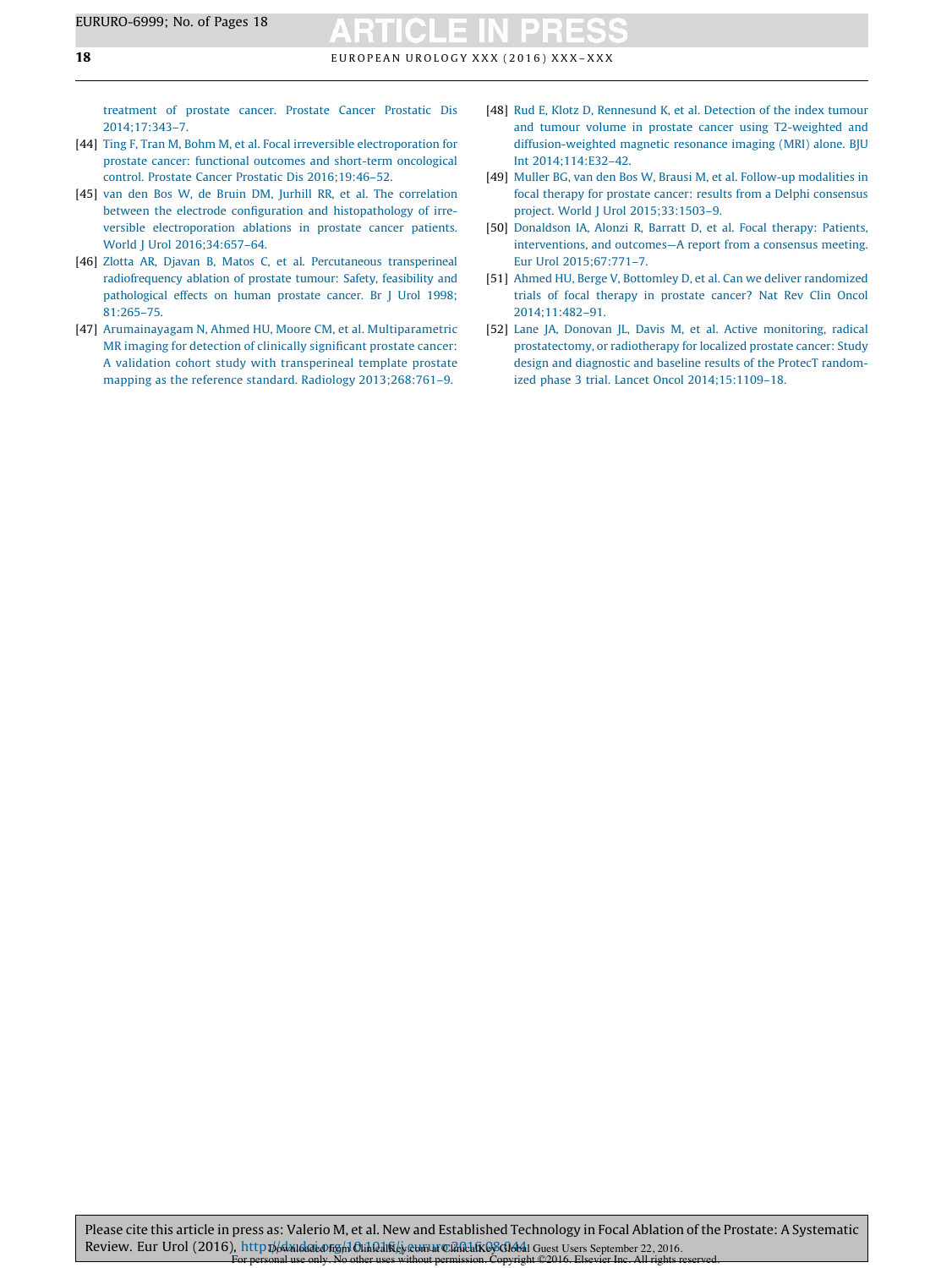treatment of prostate cancer. Prostate Cancer Prostatic Dis 2014;17:343–7.

[44] Ting F, Tran M, Bohm M, et al. Focal irreversible electroporation for prostate cancer: functional outcomes and short-term oncological control. Prostate Cancer Prostatic Dis 2016;19:46–52.

[45] van den Bos W, de Bruin DM, Jurhill RR, et al. The correlation between the electrode configuration and histopathology of irreversible electroporation ablations in prostate cancer patients. World J Urol 2016;34:657–64.

[46] Zlotta AR, Djavan B, Matos C, et al. Percutaneous transperineal radiofrequency ablation of prostate tumour: Safety, feasibility and pathological effects on human prostate cancer. Br J Urol 1998; 81:265–75.

[47] Arumainayagam N, Ahmed HU, Moore CM, et al. Multiparametric MR imaging for detection of clinically significant prostate cancer: A validation cohort study with transperineal template prostate mapping as the reference standard. Radiology 2013;268:761–9.

[48] Rud E, Klotz D, Rennesund K, et al. Detection of the index tumour and tumour volume in prostate cancer using T2-weighted and diffusion-weighted magnetic resonance imaging (MRI) alone. BJU Int 2014;114:E32–42.

[49] Muller BG, van den Bos W, Brausi M, et al. Follow-up modalities in focal therapy for prostate cancer: results from a Delphi consensus project. World J Urol 2015;33:1503–9.

[50] Donaldson IA, Alonzi R, Barratt D, et al. Focal therapy: Patients, interventions, and outcomes—A report from a consensus meeting. Eur Urol 2015;67:771–7.

[51] Ahmed HU, Berge V, Bottomley D, et al. Can we deliver randomized trials of focal therapy in prostate cancer? Nat Rev Clin Oncol 2014;11:482–91.

[52] Lane JA, Donovan JL, Davis M, et al. Active monitoring, radical prostatectomy, or radiotherapy for localized prostate cancer: Study design and diagnostic and baseline results of the ProtecT randomized phase 3 trial. Lancet Oncol 2014;15:1109–18.